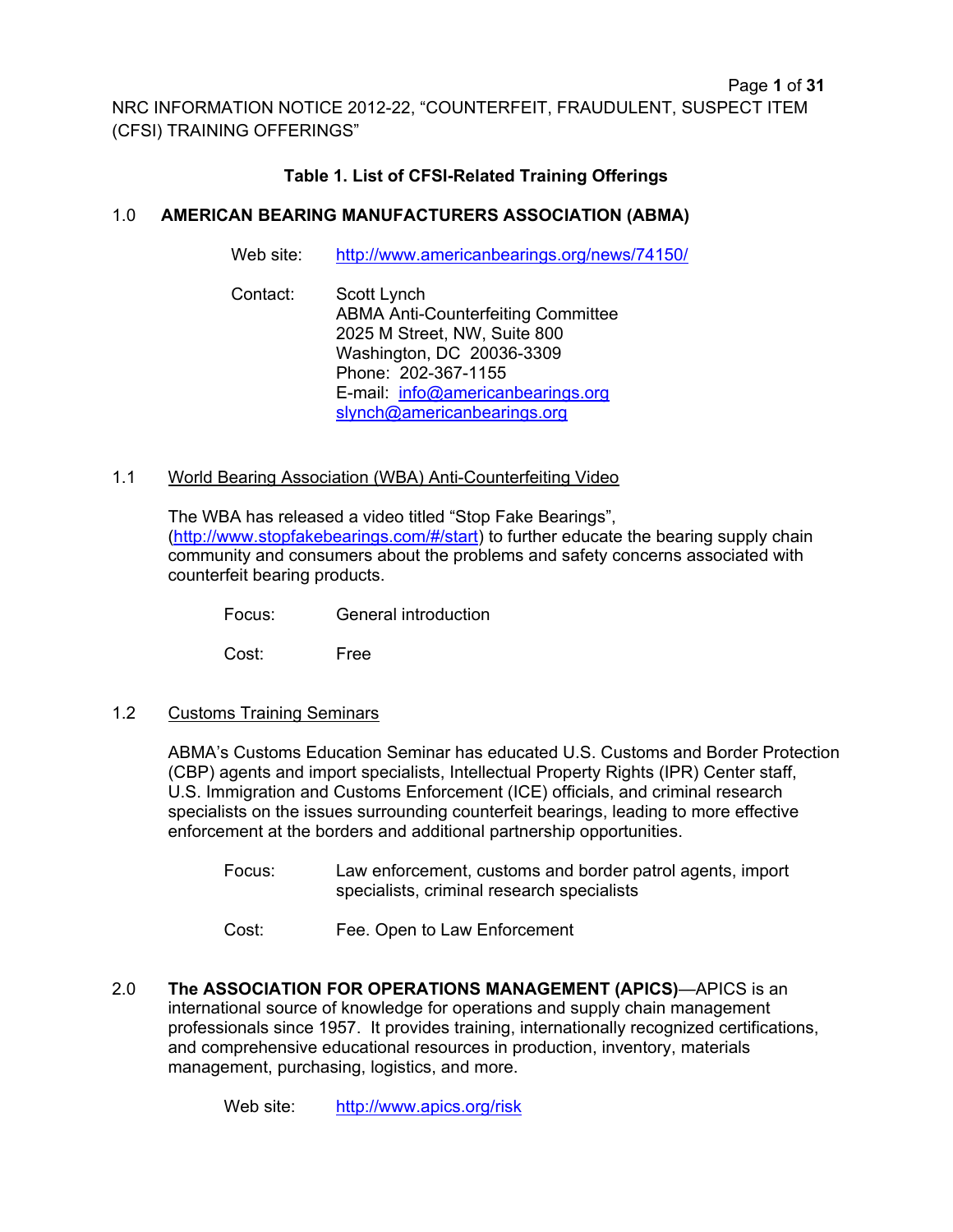NRC INFORMATION NOTICE 2012-22, "COUNTERFEIT, FRAUDULENT, SUSPECT ITEM (CFSI) TRAINING OFFERINGS"

## Table 1. List of CFSI-Related Training Offerings

## 1.0 AMERICAN BEARING MANUFACTURERS ASSOCIATION (ABMA)

Web site: http://www.americanbearings.org/news/74150/

Contact: Scott Lynch
ABMA Anti-Counterfeiting Committee
2025 M Street, NW, Suite 800
Washington, DC 20036-3309
Phone: 202-367-1155
E-mail: info@americanbearings.org
slynch@americanbearings.org

### 1.1 World Bearing Association (WBA) Anti-Counterfeiting Video

The WBA has released a video titled "Stop Fake Bearings", (http://www.stopfakebearings.com/#/start) to further educate the bearing supply chain community and consumers about the problems and safety concerns associated with counterfeit bearing products.

Focus: General introduction

Cost: Free

### 1.2 Customs Training Seminars

ABMA's Customs Education Seminar has educated U.S. Customs and Border Protection (CBP) agents and import specialists, Intellectual Property Rights (IPR) Center staff, U.S. Immigration and Customs Enforcement (ICE) officials, and criminal research specialists on the issues surrounding counterfeit bearings, leading to more effective enforcement at the borders and additional partnership opportunities.

Focus: Law enforcement, customs and border patrol agents, import specialists, criminal research specialists

Cost: Fee. Open to Law Enforcement

## 2.0 The ASSOCIATION FOR OPERATIONS MANAGEMENT (APICS)

**The ASSOCIATION FOR OPERATIONS MANAGEMENT (APICS)**—APICS is an international source of knowledge for operations and supply chain management professionals since 1957. It provides training, internationally recognized certifications, and comprehensive educational resources in production, inventory, materials management, purchasing, logistics, and more.

Web site: http://www.apics.org/risk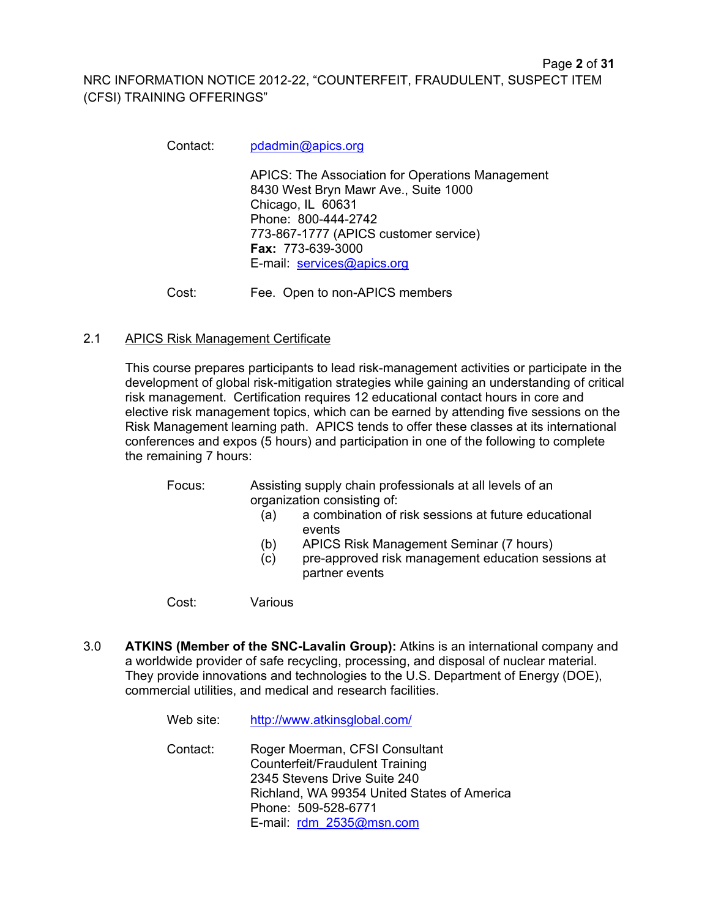Contact: pdadmin@apics.org

APICS: The Association for Operations Management
8430 West Bryn Mawr Ave., Suite 1000
Chicago, IL 60631
Phone: 800-444-2742
773-867-1777 (APICS customer service)
**Fax:** 773-639-3000
E-mail: services@apics.org

Cost: Fee. Open to non-APICS members

## 2.1 APICS Risk Management Certificate

This course prepares participants to lead risk-management activities or participate in the development of global risk-mitigation strategies while gaining an understanding of critical risk management. Certification requires 12 educational contact hours in core and elective risk management topics, which can be earned by attending five sessions on the Risk Management learning path. APICS tends to offer these classes at its international conferences and expos (5 hours) and participation in one of the following to complete the remaining 7 hours:

Focus: Assisting supply chain professionals at all levels of an organization consisting of:

- (a) a combination of risk sessions at future educational events
- (b) APICS Risk Management Seminar (7 hours)
- (c) pre-approved risk management education sessions at partner events

Cost: Various

## 3.0 **ATKINS (Member of the SNC-Lavalin Group):** Atkins is an international company and a worldwide provider of safe recycling, processing, and disposal of nuclear material. They provide innovations and technologies to the U.S. Department of Energy (DOE), commercial utilities, and medical and research facilities.

Web site: http://www.atkinsglobal.com/

Contact: Roger Moerman, CFSI Consultant
Counterfeit/Fraudulent Training
2345 Stevens Drive Suite 240
Richland, WA 99354 United States of America
Phone: 509-528-6771
E-mail: rdm_2535@msn.com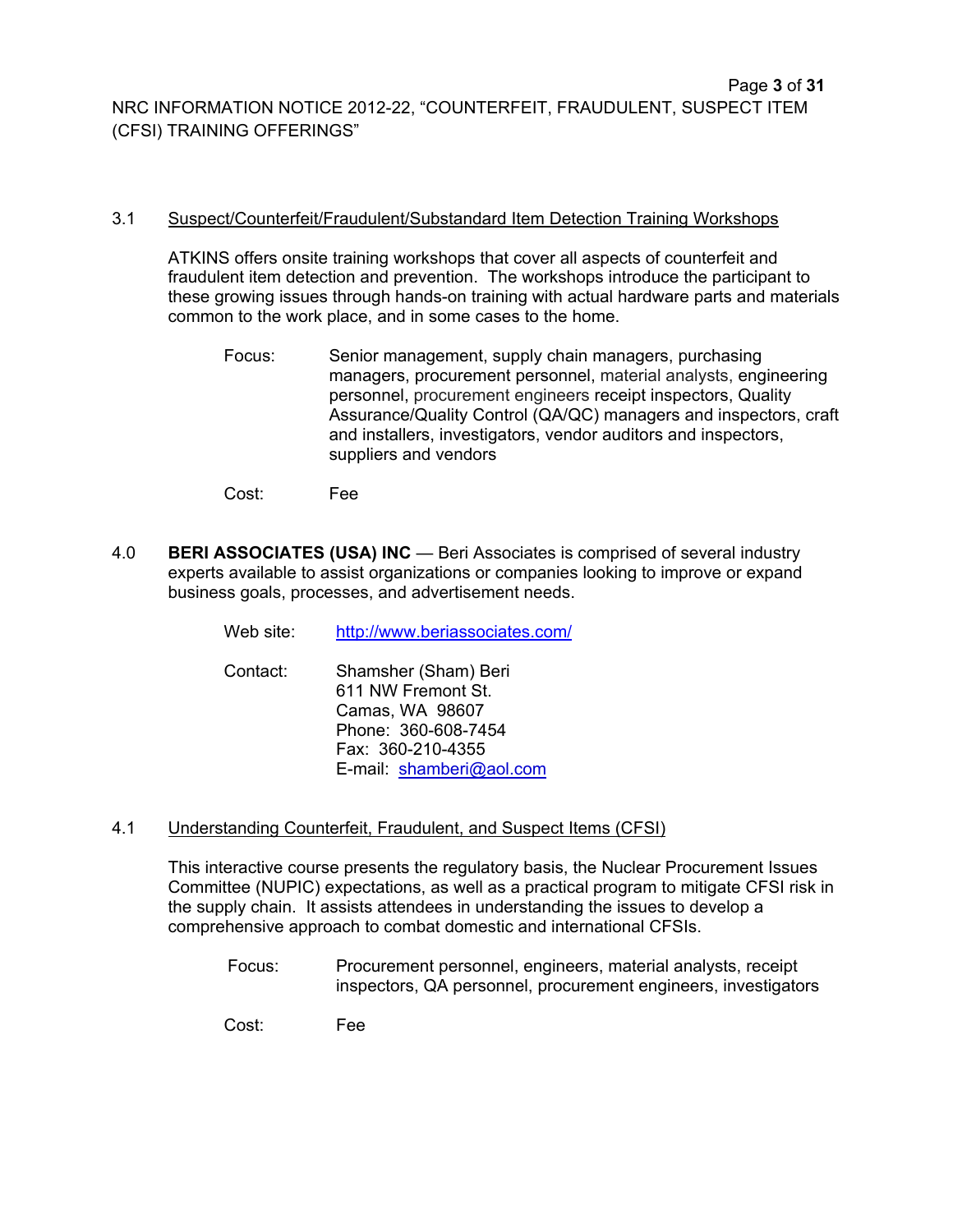3.1 Suspect/Counterfeit/Fraudulent/Substandard Item Detection Training Workshops

ATKINS offers onsite training workshops that cover all aspects of counterfeit and fraudulent item detection and prevention. The workshops introduce the participant to these growing issues through hands-on training with actual hardware parts and materials common to the work place, and in some cases to the home.

Focus: Senior management, supply chain managers, purchasing managers, procurement personnel, material analysts, engineering personnel, procurement engineers receipt inspectors, Quality Assurance/Quality Control (QA/QC) managers and inspectors, craft and installers, investigators, vendor auditors and inspectors, suppliers and vendors

Cost: Fee

4.0 **BERI ASSOCIATES (USA) INC** — Beri Associates is comprised of several industry experts available to assist organizations or companies looking to improve or expand business goals, processes, and advertisement needs.

Web site: http://www.beriassociates.com/

Contact: Shamsher (Sham) Beri
611 NW Fremont St.
Camas, WA 98607
Phone: 360-608-7454
Fax: 360-210-4355
E-mail: shamberi@aol.com

4.1 Understanding Counterfeit, Fraudulent, and Suspect Items (CFSI)

This interactive course presents the regulatory basis, the Nuclear Procurement Issues Committee (NUPIC) expectations, as well as a practical program to mitigate CFSI risk in the supply chain. It assists attendees in understanding the issues to develop a comprehensive approach to combat domestic and international CFSIs.

Focus: Procurement personnel, engineers, material analysts, receipt inspectors, QA personnel, procurement engineers, investigators

Cost: Fee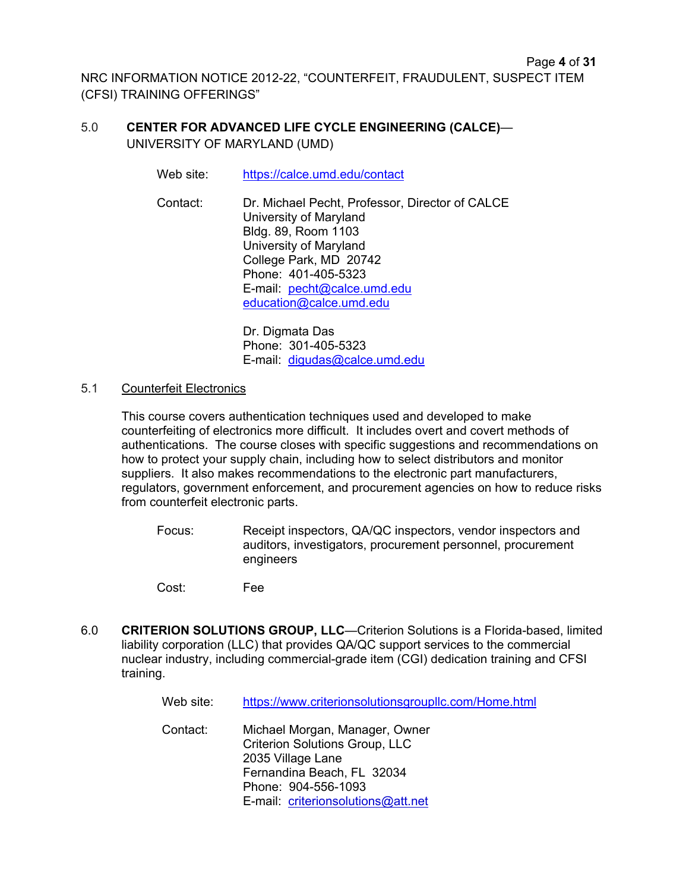## 5.0 CENTER FOR ADVANCED LIFE CYCLE ENGINEERING (CALCE)—UNIVERSITY OF MARYLAND (UMD)

Web site: https://calce.umd.edu/contact

Contact: Dr. Michael Pecht, Professor, Director of CALCE
University of Maryland
Bldg. 89, Room 1103
University of Maryland
College Park, MD 20742
Phone: 401-405-5323
E-mail: pecht@calce.umd.edu
education@calce.umd.edu

Dr. Digmata Das
Phone: 301-405-5323
E-mail: digudas@calce.umd.edu

### 5.1 Counterfeit Electronics

This course covers authentication techniques used and developed to make counterfeiting of electronics more difficult. It includes overt and covert methods of authentications. The course closes with specific suggestions and recommendations on how to protect your supply chain, including how to select distributors and monitor suppliers. It also makes recommendations to the electronic part manufacturers, regulators, government enforcement, and procurement agencies on how to reduce risks from counterfeit electronic parts.

Focus: Receipt inspectors, QA/QC inspectors, vendor inspectors and auditors, investigators, procurement personnel, procurement engineers

Cost: Fee

## 6.0 CRITERION SOLUTIONS GROUP, LLC—Criterion Solutions is a Florida-based, limited liability corporation (LLC) that provides QA/QC support services to the commercial nuclear industry, including commercial-grade item (CGI) dedication training and CFSI training.

Web site: https://www.criterionsolutionsgroupllc.com/Home.html

Contact: Michael Morgan, Manager, Owner
Criterion Solutions Group, LLC
2035 Village Lane
Fernandina Beach, FL 32034
Phone: 904-556-1093
E-mail: criterionsolutions@att.net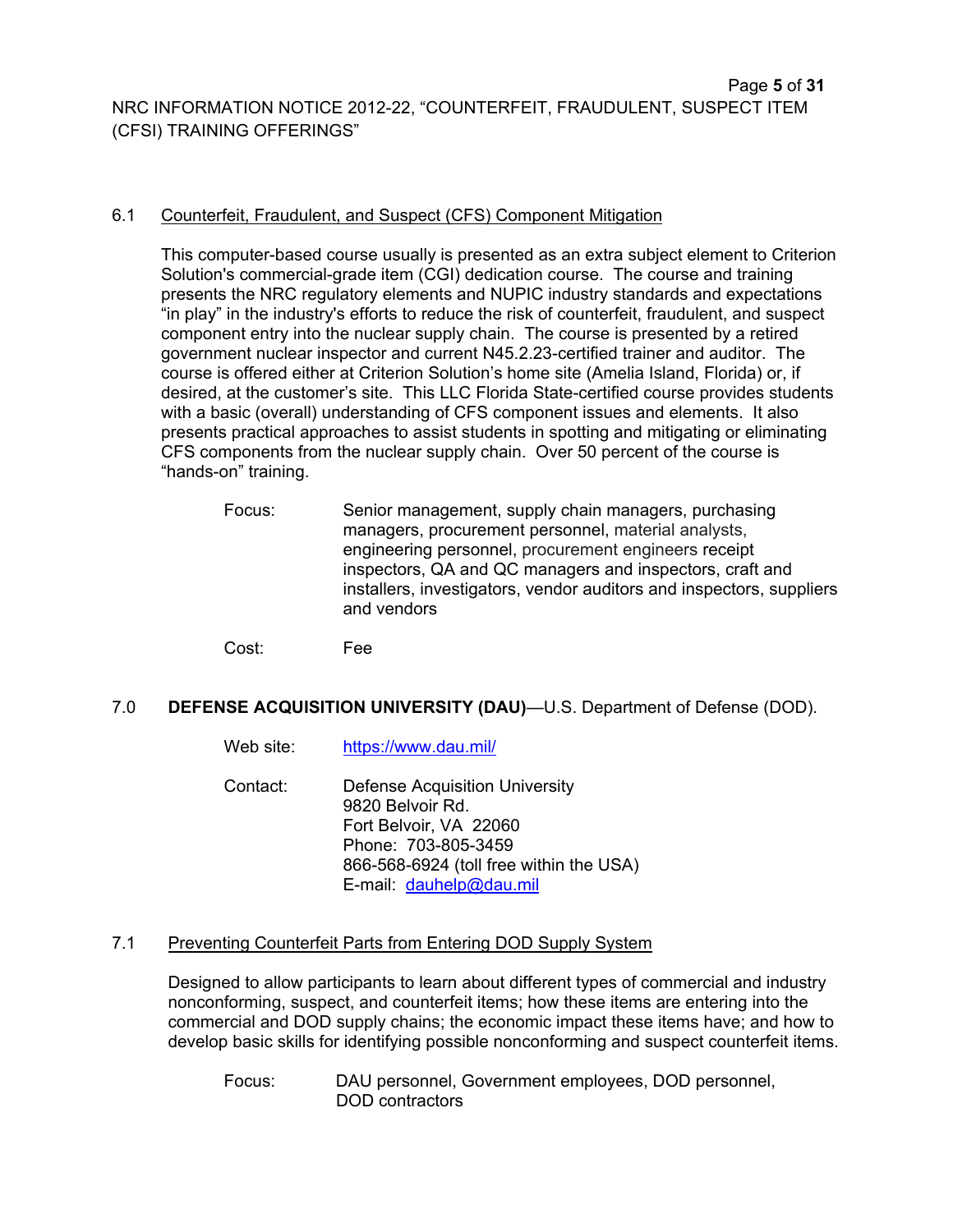### 6.1 Counterfeit, Fraudulent, and Suspect (CFS) Component Mitigation

This computer-based course usually is presented as an extra subject element to Criterion Solution's commercial-grade item (CGI) dedication course. The course and training presents the NRC regulatory elements and NUPIC industry standards and expectations "in play" in the industry's efforts to reduce the risk of counterfeit, fraudulent, and suspect component entry into the nuclear supply chain. The course is presented by a retired government nuclear inspector and current N45.2.23-certified trainer and auditor. The course is offered either at Criterion Solution's home site (Amelia Island, Florida) or, if desired, at the customer's site. This LLC Florida State-certified course provides students with a basic (overall) understanding of CFS component issues and elements. It also presents practical approaches to assist students in spotting and mitigating or eliminating CFS components from the nuclear supply chain. Over 50 percent of the course is "hands-on" training.

Focus: Senior management, supply chain managers, purchasing managers, procurement personnel, material analysts, engineering personnel, procurement engineers receipt inspectors, QA and QC managers and inspectors, craft and installers, investigators, vendor auditors and inspectors, suppliers and vendors

Cost: Fee

## 7.0 **DEFENSE ACQUISITION UNIVERSITY (DAU)**—U.S. Department of Defense (DOD).

Web site: https://www.dau.mil/

Contact: Defense Acquisition University
9820 Belvoir Rd.
Fort Belvoir, VA 22060
Phone: 703-805-3459
866-568-6924 (toll free within the USA)
E-mail: dauhelp@dau.mil

### 7.1 Preventing Counterfeit Parts from Entering DOD Supply System

Designed to allow participants to learn about different types of commercial and industry nonconforming, suspect, and counterfeit items; how these items are entering into the commercial and DOD supply chains; the economic impact these items have; and how to develop basic skills for identifying possible nonconforming and suspect counterfeit items.

Focus: DAU personnel, Government employees, DOD personnel, DOD contractors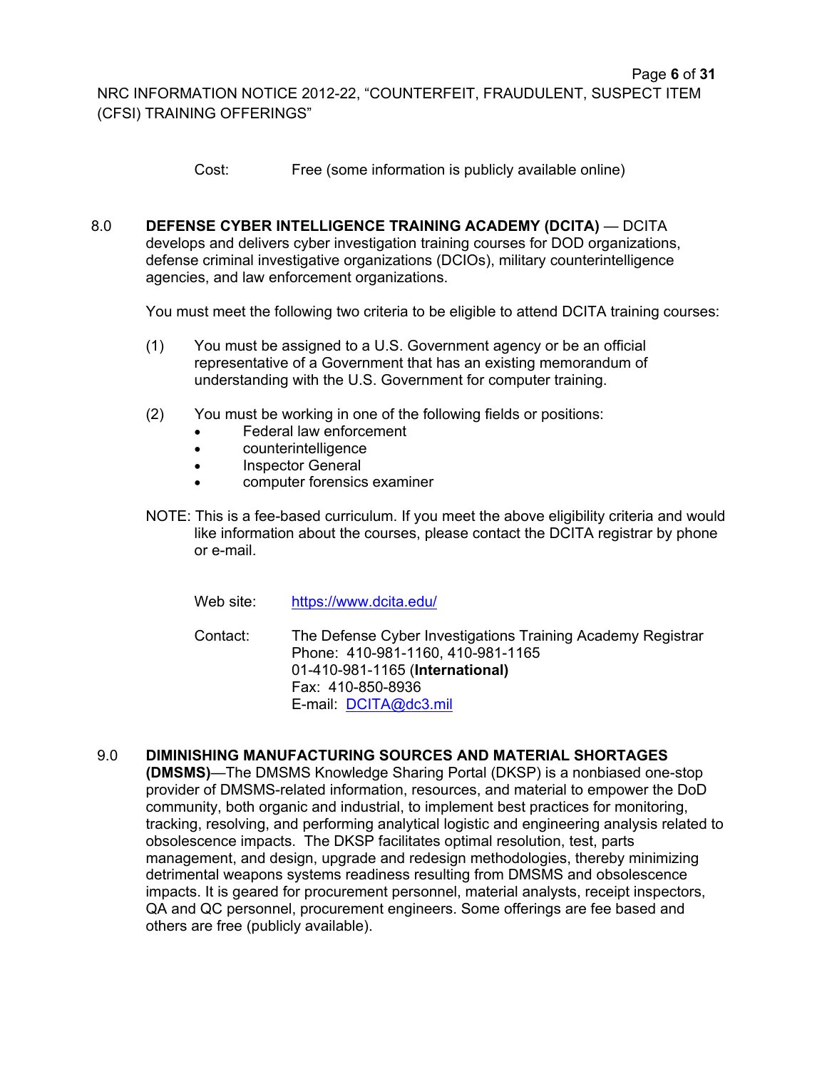Cost: Free (some information is publicly available online)

8.0 **DEFENSE CYBER INTELLIGENCE TRAINING ACADEMY (DCITA)** — DCITA develops and delivers cyber investigation training courses for DOD organizations, defense criminal investigative organizations (DCIOs), military counterintelligence agencies, and law enforcement organizations.

You must meet the following two criteria to be eligible to attend DCITA training courses:

(1) You must be assigned to a U.S. Government agency or be an official representative of a Government that has an existing memorandum of understanding with the U.S. Government for computer training.

(2) You must be working in one of the following fields or positions:

- Federal law enforcement
- counterintelligence
- Inspector General
- computer forensics examiner

NOTE: This is a fee-based curriculum. If you meet the above eligibility criteria and would like information about the courses, please contact the DCITA registrar by phone or e-mail.

Web site: https://www.dcita.edu/

Contact: The Defense Cyber Investigations Training Academy Registrar
Phone: 410-981-1160, 410-981-1165
01-410-981-1165 (**International)**
Fax: 410-850-8936
E-mail: DCITA@dc3.mil

9.0 **DIMINISHING MANUFACTURING SOURCES AND MATERIAL SHORTAGES (DMSMS)**—The DMSMS Knowledge Sharing Portal (DKSP) is a nonbiased one-stop provider of DMSMS-related information, resources, and material to empower the DoD community, both organic and industrial, to implement best practices for monitoring, tracking, resolving, and performing analytical logistic and engineering analysis related to obsolescence impacts. The DKSP facilitates optimal resolution, test, parts management, and design, upgrade and redesign methodologies, thereby minimizing detrimental weapons systems readiness resulting from DMSMS and obsolescence impacts. It is geared for procurement personnel, material analysts, receipt inspectors, QA and QC personnel, procurement engineers. Some offerings are fee based and others are free (publicly available).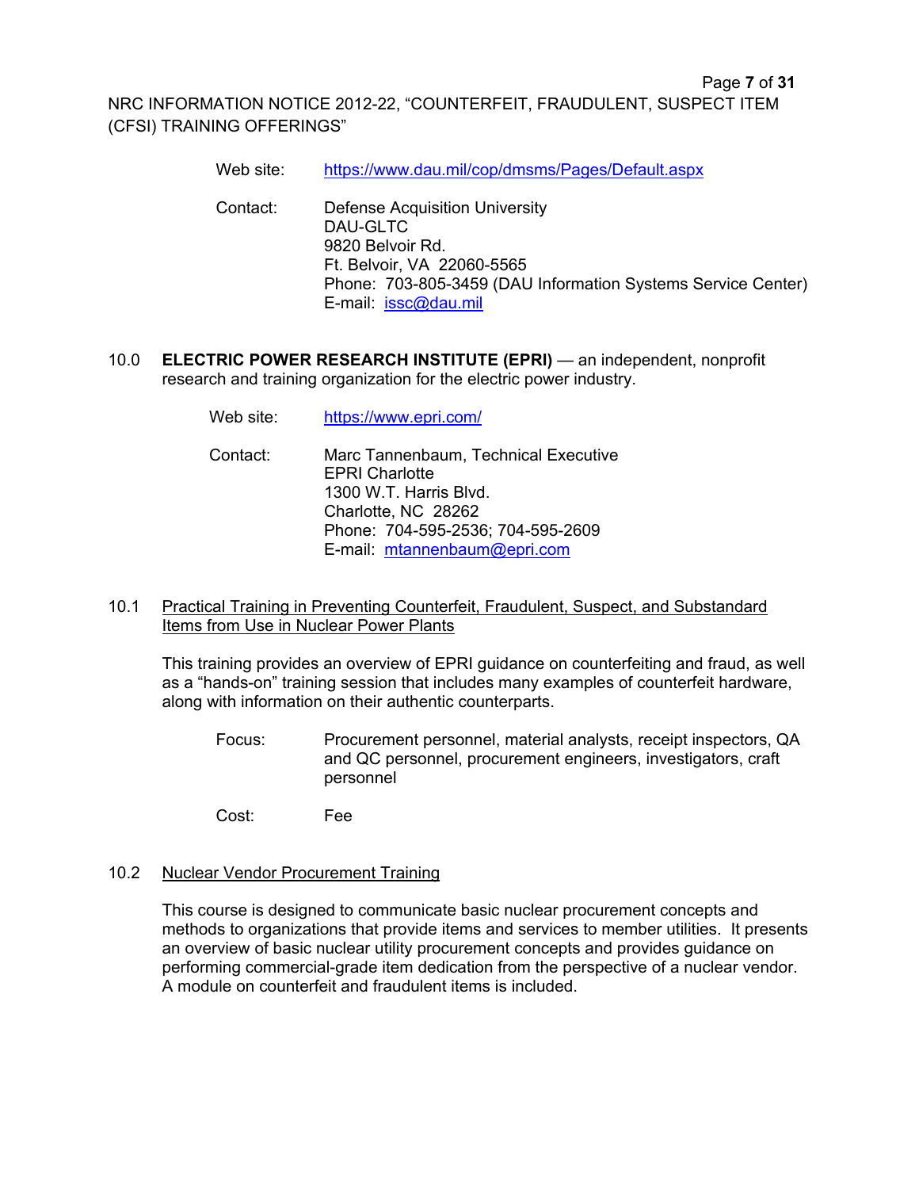Web site: https://www.dau.mil/cop/dmsms/Pages/Default.aspx

Contact: Defense Acquisition University
DAU-GLTC
9820 Belvoir Rd.
Ft. Belvoir, VA 22060-5565
Phone: 703-805-3459 (DAU Information Systems Service Center)
E-mail: issc@dau.mil

10.0 **ELECTRIC POWER RESEARCH INSTITUTE (EPRI)** — an independent, nonprofit research and training organization for the electric power industry.

Web site: https://www.epri.com/

Contact: Marc Tannenbaum, Technical Executive
EPRI Charlotte
1300 W.T. Harris Blvd.
Charlotte, NC 28262
Phone: 704-595-2536; 704-595-2609
E-mail: mtannenbaum@epri.com

10.1 Practical Training in Preventing Counterfeit, Fraudulent, Suspect, and Substandard Items from Use in Nuclear Power Plants

This training provides an overview of EPRI guidance on counterfeiting and fraud, as well as a "hands-on" training session that includes many examples of counterfeit hardware, along with information on their authentic counterparts.

Focus: Procurement personnel, material analysts, receipt inspectors, QA and QC personnel, procurement engineers, investigators, craft personnel

Cost: Fee

10.2 Nuclear Vendor Procurement Training

This course is designed to communicate basic nuclear procurement concepts and methods to organizations that provide items and services to member utilities. It presents an overview of basic nuclear utility procurement concepts and provides guidance on performing commercial-grade item dedication from the perspective of a nuclear vendor. A module on counterfeit and fraudulent items is included.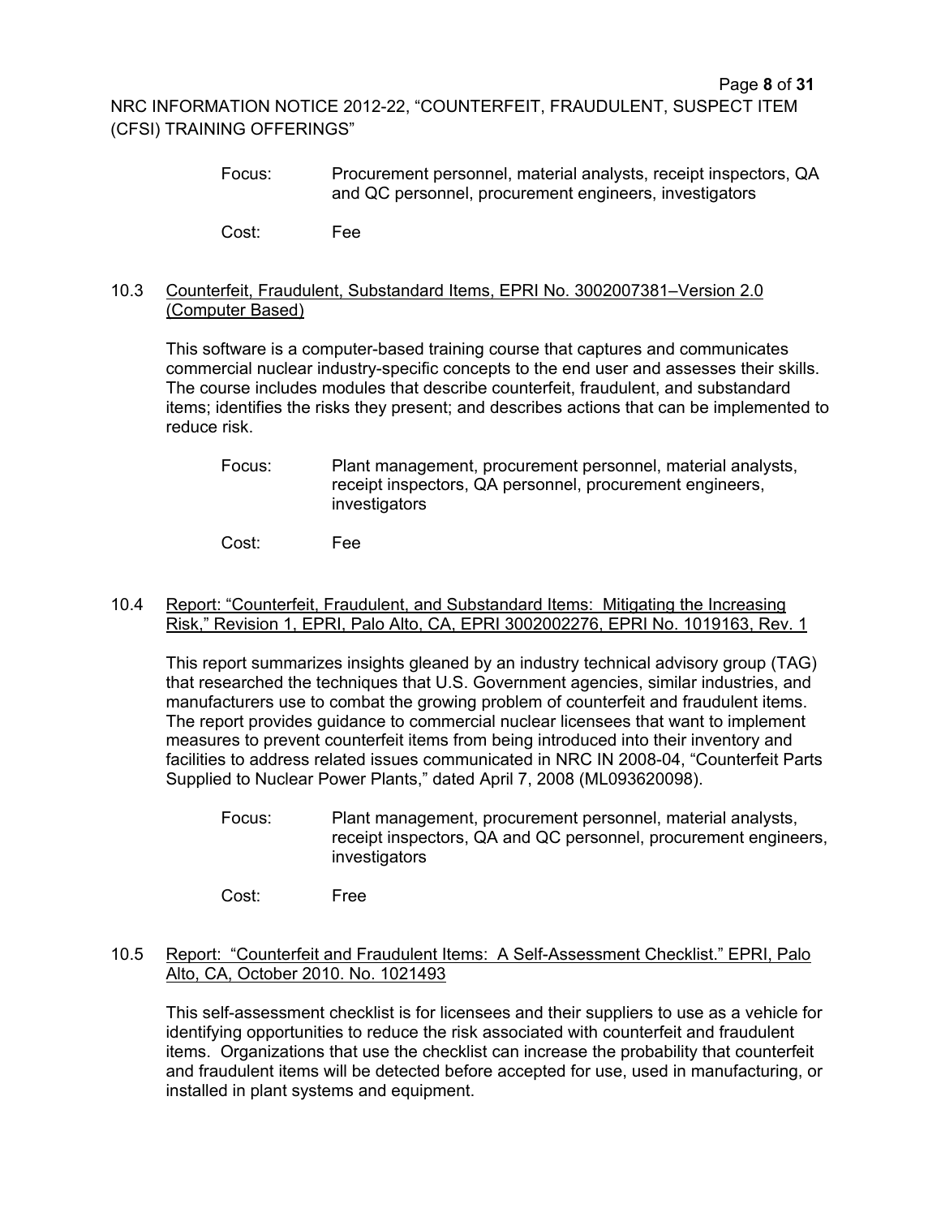Focus: Procurement personnel, material analysts, receipt inspectors, QA and QC personnel, procurement engineers, investigators

Cost: Fee

10.3 Counterfeit, Fraudulent, Substandard Items, EPRI No. 3002007381–Version 2.0 (Computer Based)

This software is a computer-based training course that captures and communicates commercial nuclear industry-specific concepts to the end user and assesses their skills. The course includes modules that describe counterfeit, fraudulent, and substandard items; identifies the risks they present; and describes actions that can be implemented to reduce risk.

Focus: Plant management, procurement personnel, material analysts, receipt inspectors, QA personnel, procurement engineers, investigators

Cost: Fee

10.4 Report: "Counterfeit, Fraudulent, and Substandard Items: Mitigating the Increasing Risk," Revision 1, EPRI, Palo Alto, CA, EPRI 3002002276, EPRI No. 1019163, Rev. 1

This report summarizes insights gleaned by an industry technical advisory group (TAG) that researched the techniques that U.S. Government agencies, similar industries, and manufacturers use to combat the growing problem of counterfeit and fraudulent items. The report provides guidance to commercial nuclear licensees that want to implement measures to prevent counterfeit items from being introduced into their inventory and facilities to address related issues communicated in NRC IN 2008-04, "Counterfeit Parts Supplied to Nuclear Power Plants," dated April 7, 2008 (ML093620098).

Focus: Plant management, procurement personnel, material analysts, receipt inspectors, QA and QC personnel, procurement engineers, investigators

Cost: Free

10.5 Report: "Counterfeit and Fraudulent Items: A Self-Assessment Checklist." EPRI, Palo Alto, CA, October 2010. No. 1021493

This self-assessment checklist is for licensees and their suppliers to use as a vehicle for identifying opportunities to reduce the risk associated with counterfeit and fraudulent items. Organizations that use the checklist can increase the probability that counterfeit and fraudulent items will be detected before accepted for use, used in manufacturing, or installed in plant systems and equipment.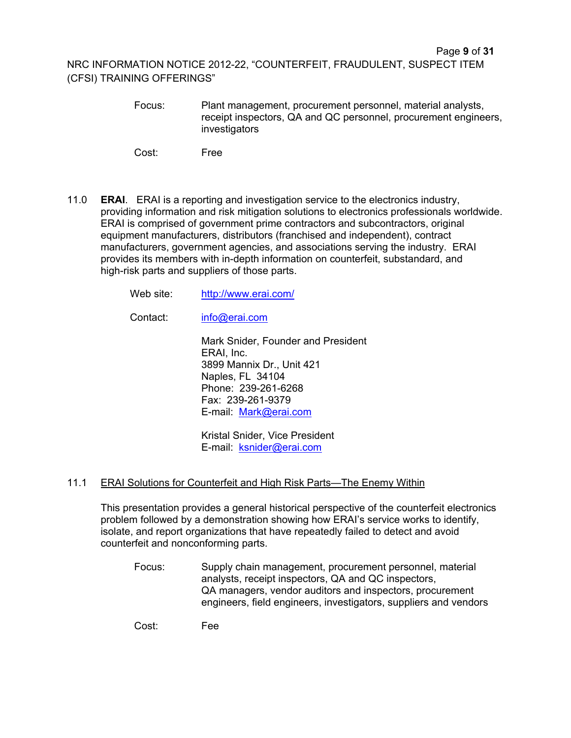Focus: Plant management, procurement personnel, material analysts, receipt inspectors, QA and QC personnel, procurement engineers, investigators

Cost: Free

11.0 **ERAI**. ERAI is a reporting and investigation service to the electronics industry, providing information and risk mitigation solutions to electronics professionals worldwide. ERAI is comprised of government prime contractors and subcontractors, original equipment manufacturers, distributors (franchised and independent), contract manufacturers, government agencies, and associations serving the industry. ERAI provides its members with in-depth information on counterfeit, substandard, and high-risk parts and suppliers of those parts.

Web site: http://www.erai.com/

Contact: info@erai.com

Mark Snider, Founder and President
ERAI, Inc.
3899 Mannix Dr., Unit 421
Naples, FL 34104
Phone: 239-261-6268
Fax: 239-261-9379
E-mail: Mark@erai.com

Kristal Snider, Vice President
E-mail: ksnider@erai.com

11.1 ERAI Solutions for Counterfeit and High Risk Parts—The Enemy Within

This presentation provides a general historical perspective of the counterfeit electronics problem followed by a demonstration showing how ERAI's service works to identify, isolate, and report organizations that have repeatedly failed to detect and avoid counterfeit and nonconforming parts.

Focus: Supply chain management, procurement personnel, material analysts, receipt inspectors, QA and QC inspectors, QA managers, vendor auditors and inspectors, procurement engineers, field engineers, investigators, suppliers and vendors

Cost: Fee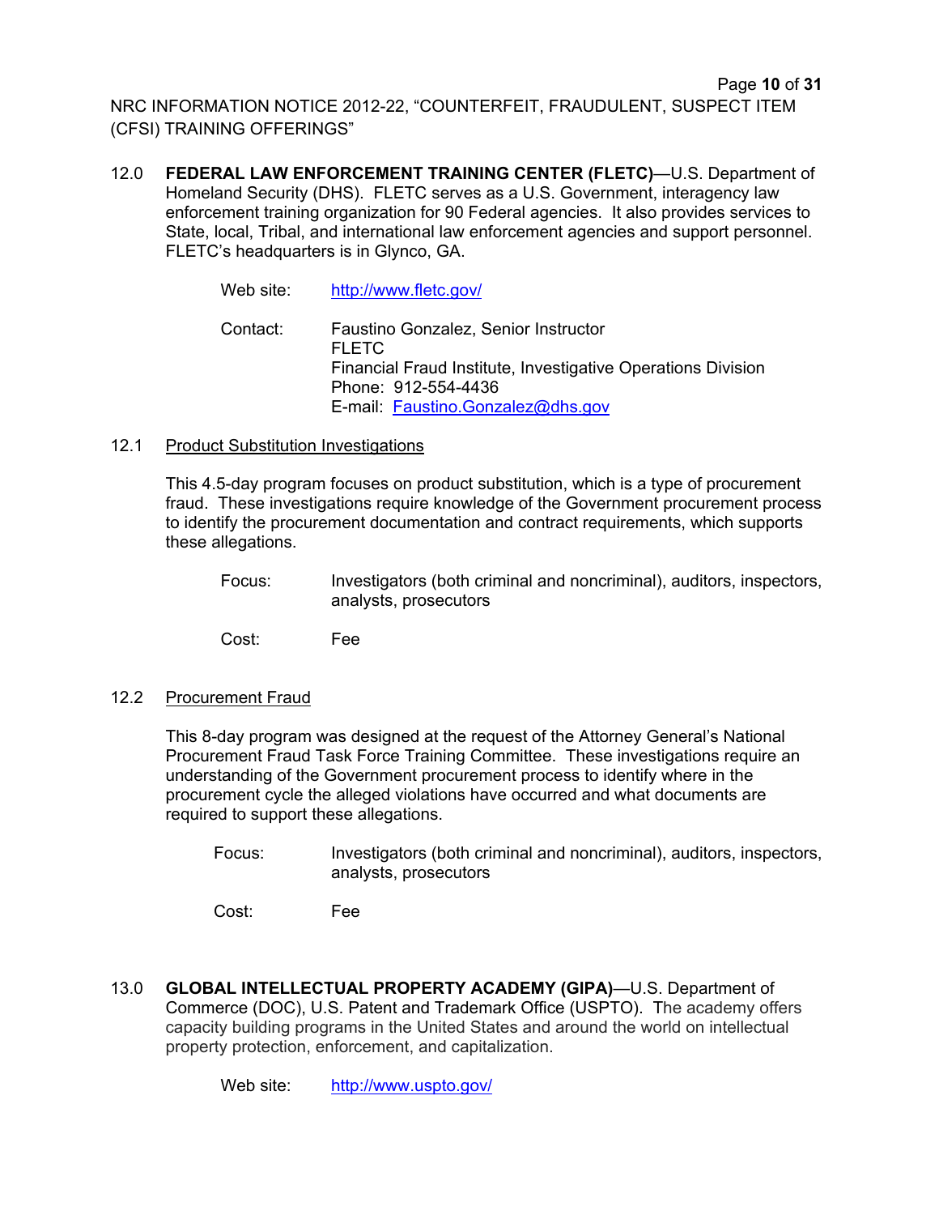12.0 **FEDERAL LAW ENFORCEMENT TRAINING CENTER (FLETC)**—U.S. Department of Homeland Security (DHS). FLETC serves as a U.S. Government, interagency law enforcement training organization for 90 Federal agencies. It also provides services to State, local, Tribal, and international law enforcement agencies and support personnel. FLETC's headquarters is in Glynco, GA.

Web site: http://www.fletc.gov/

Contact: Faustino Gonzalez, Senior Instructor
FLETC
Financial Fraud Institute, Investigative Operations Division
Phone: 912-554-4436
E-mail: Faustino.Gonzalez@dhs.gov

12.1 Product Substitution Investigations

This 4.5-day program focuses on product substitution, which is a type of procurement fraud. These investigations require knowledge of the Government procurement process to identify the procurement documentation and contract requirements, which supports these allegations.

Focus: Investigators (both criminal and noncriminal), auditors, inspectors, analysts, prosecutors

Cost: Fee

12.2 Procurement Fraud

This 8-day program was designed at the request of the Attorney General's National Procurement Fraud Task Force Training Committee. These investigations require an understanding of the Government procurement process to identify where in the procurement cycle the alleged violations have occurred and what documents are required to support these allegations.

Focus: Investigators (both criminal and noncriminal), auditors, inspectors, analysts, prosecutors

Cost: Fee

13.0 **GLOBAL INTELLECTUAL PROPERTY ACADEMY (GIPA)**—U.S. Department of Commerce (DOC), U.S. Patent and Trademark Office (USPTO). The academy offers capacity building programs in the United States and around the world on intellectual property protection, enforcement, and capitalization.

Web site: http://www.uspto.gov/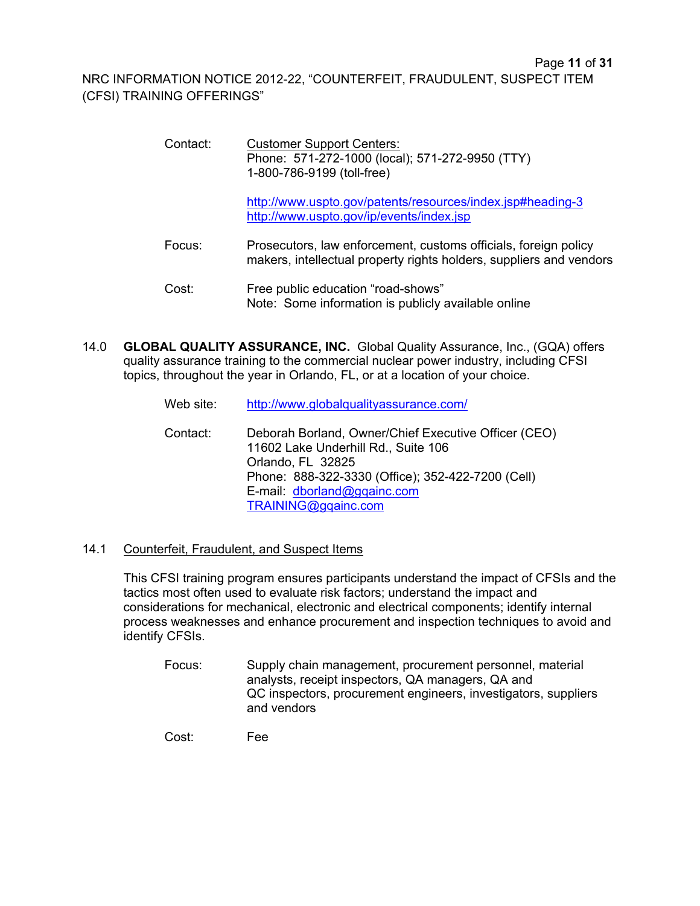Contact: Customer Support Centers:
Phone: 571-272-1000 (local); 571-272-9950 (TTY)
1-800-786-9199 (toll-free)

http://www.uspto.gov/patents/resources/index.jsp#heading-3
http://www.uspto.gov/ip/events/index.jsp

Focus: Prosecutors, law enforcement, customs officials, foreign policy makers, intellectual property rights holders, suppliers and vendors

Cost: Free public education "road-shows"
Note: Some information is publicly available online

## 14.0 GLOBAL QUALITY ASSURANCE, INC.

**GLOBAL QUALITY ASSURANCE, INC.** Global Quality Assurance, Inc., (GQA) offers quality assurance training to the commercial nuclear power industry, including CFSI topics, throughout the year in Orlando, FL, or at a location of your choice.

Web site: http://www.globalqualityassurance.com/

Contact: Deborah Borland, Owner/Chief Executive Officer (CEO)
11602 Lake Underhill Rd., Suite 106
Orlando, FL 32825
Phone: 888-322-3330 (Office); 352-422-7200 (Cell)
E-mail: dborland@gqainc.com
TRAINING@gqainc.com

### 14.1 Counterfeit, Fraudulent, and Suspect Items

This CFSI training program ensures participants understand the impact of CFSIs and the tactics most often used to evaluate risk factors; understand the impact and considerations for mechanical, electronic and electrical components; identify internal process weaknesses and enhance procurement and inspection techniques to avoid and identify CFSIs.

Focus: Supply chain management, procurement personnel, material analysts, receipt inspectors, QA managers, QA and QC inspectors, procurement engineers, investigators, suppliers and vendors

Cost: Fee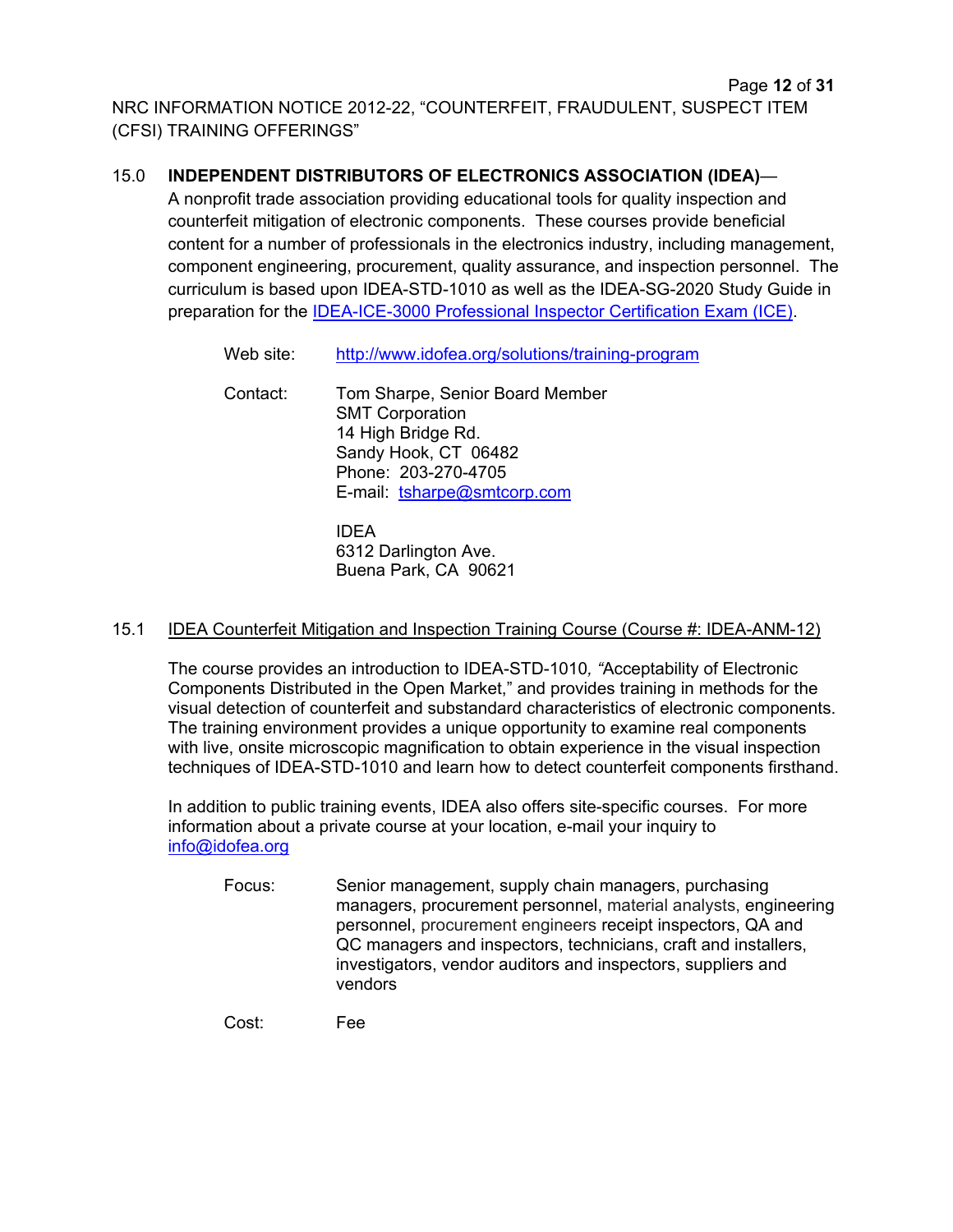## 15.0 INDEPENDENT DISTRIBUTORS OF ELECTRONICS ASSOCIATION (IDEA)—

A nonprofit trade association providing educational tools for quality inspection and counterfeit mitigation of electronic components. These courses provide beneficial content for a number of professionals in the electronics industry, including management, component engineering, procurement, quality assurance, and inspection personnel. The curriculum is based upon IDEA-STD-1010 as well as the IDEA-SG-2020 Study Guide in preparation for the IDEA-ICE-3000 Professional Inspector Certification Exam (ICE).

Web site: http://www.idofea.org/solutions/training-program

Contact: Tom Sharpe, Senior Board Member
SMT Corporation
14 High Bridge Rd.
Sandy Hook, CT 06482
Phone: 203-270-4705
E-mail: tsharpe@smtcorp.com

IDEA
6312 Darlington Ave.
Buena Park, CA 90621

### 15.1 IDEA Counterfeit Mitigation and Inspection Training Course (Course #: IDEA-ANM-12)

The course provides an introduction to IDEA-STD-1010*, "*Acceptability of Electronic Components Distributed in the Open Market," and provides training in methods for the visual detection of counterfeit and substandard characteristics of electronic components. The training environment provides a unique opportunity to examine real components with live, onsite microscopic magnification to obtain experience in the visual inspection techniques of IDEA-STD-1010 and learn how to detect counterfeit components firsthand.

In addition to public training events, IDEA also offers site-specific courses. For more information about a private course at your location, e-mail your inquiry to info@idofea.org

Focus: Senior management, supply chain managers, purchasing managers, procurement personnel, material analysts, engineering personnel, procurement engineers receipt inspectors, QA and QC managers and inspectors, technicians, craft and installers, investigators, vendor auditors and inspectors, suppliers and vendors

Cost: Fee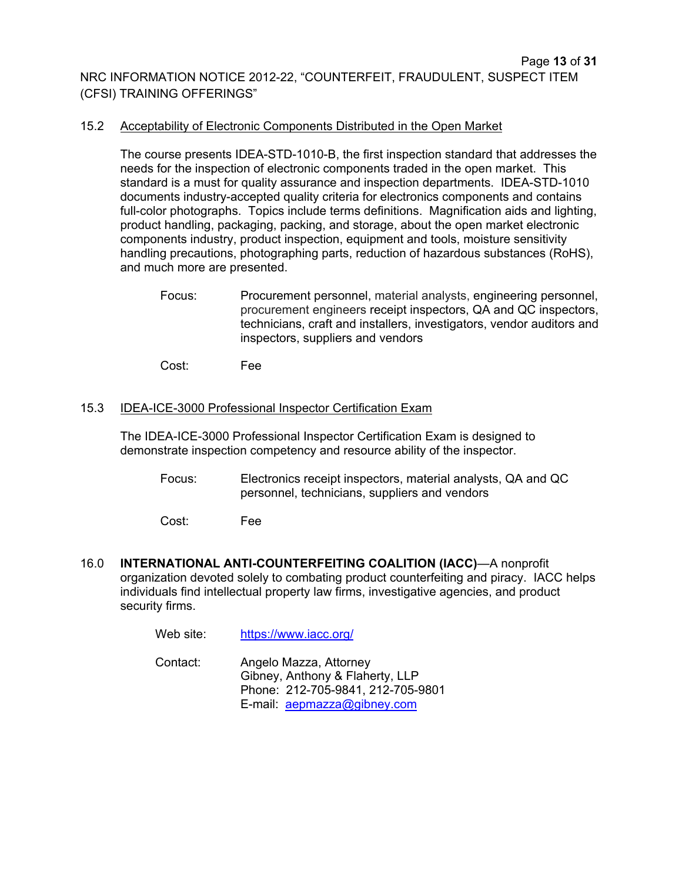### 15.2 Acceptability of Electronic Components Distributed in the Open Market

The course presents IDEA-STD-1010-B, the first inspection standard that addresses the needs for the inspection of electronic components traded in the open market. This standard is a must for quality assurance and inspection departments. IDEA-STD-1010 documents industry-accepted quality criteria for electronics components and contains full-color photographs. Topics include terms definitions. Magnification aids and lighting, product handling, packaging, packing, and storage, about the open market electronic components industry, product inspection, equipment and tools, moisture sensitivity handling precautions, photographing parts, reduction of hazardous substances (RoHS), and much more are presented.

Focus: Procurement personnel, material analysts, engineering personnel, procurement engineers receipt inspectors, QA and QC inspectors, technicians, craft and installers, investigators, vendor auditors and inspectors, suppliers and vendors

Cost: Fee

### 15.3 IDEA-ICE-3000 Professional Inspector Certification Exam

The IDEA-ICE-3000 Professional Inspector Certification Exam is designed to demonstrate inspection competency and resource ability of the inspector.

Focus: Electronics receipt inspectors, material analysts, QA and QC personnel, technicians, suppliers and vendors

Cost: Fee

## 16.0 **INTERNATIONAL ANTI-COUNTERFEITING COALITION (IACC)**—A nonprofit organization devoted solely to combating product counterfeiting and piracy. IACC helps individuals find intellectual property law firms, investigative agencies, and product security firms.

Web site: https://www.iacc.org/

Contact: Angelo Mazza, Attorney
Gibney, Anthony & Flaherty, LLP
Phone: 212-705-9841, 212-705-9801
E-mail: aepmazza@gibney.com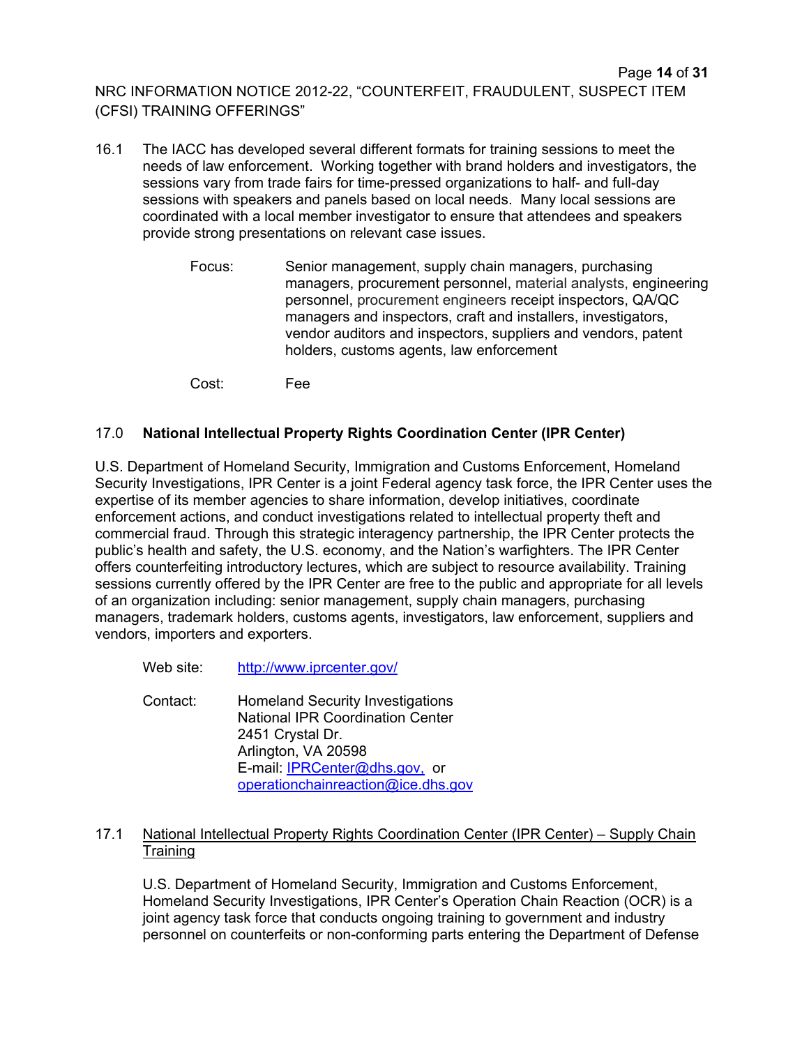16.1 The IACC has developed several different formats for training sessions to meet the needs of law enforcement. Working together with brand holders and investigators, the sessions vary from trade fairs for time-pressed organizations to half- and full-day sessions with speakers and panels based on local needs. Many local sessions are coordinated with a local member investigator to ensure that attendees and speakers provide strong presentations on relevant case issues.

Focus: Senior management, supply chain managers, purchasing managers, procurement personnel, material analysts, engineering personnel, procurement engineers receipt inspectors, QA/QC managers and inspectors, craft and installers, investigators, vendor auditors and inspectors, suppliers and vendors, patent holders, customs agents, law enforcement

Cost: Fee

## 17.0 National Intellectual Property Rights Coordination Center (IPR Center)

U.S. Department of Homeland Security, Immigration and Customs Enforcement, Homeland Security Investigations, IPR Center is a joint Federal agency task force, the IPR Center uses the expertise of its member agencies to share information, develop initiatives, coordinate enforcement actions, and conduct investigations related to intellectual property theft and commercial fraud. Through this strategic interagency partnership, the IPR Center protects the public's health and safety, the U.S. economy, and the Nation's warfighters. The IPR Center offers counterfeiting introductory lectures, which are subject to resource availability. Training sessions currently offered by the IPR Center are free to the public and appropriate for all levels of an organization including: senior management, supply chain managers, purchasing managers, trademark holders, customs agents, investigators, law enforcement, suppliers and vendors, importers and exporters.

Web site: http://www.iprcenter.gov/

Contact: Homeland Security Investigations
National IPR Coordination Center
2451 Crystal Dr.
Arlington, VA 20598
E-mail: IPRCenter@dhs.gov, or operationchainreaction@ice.dhs.gov

17.1 National Intellectual Property Rights Coordination Center (IPR Center) – Supply Chain Training

U.S. Department of Homeland Security, Immigration and Customs Enforcement, Homeland Security Investigations, IPR Center's Operation Chain Reaction (OCR) is a joint agency task force that conducts ongoing training to government and industry personnel on counterfeits or non-conforming parts entering the Department of Defense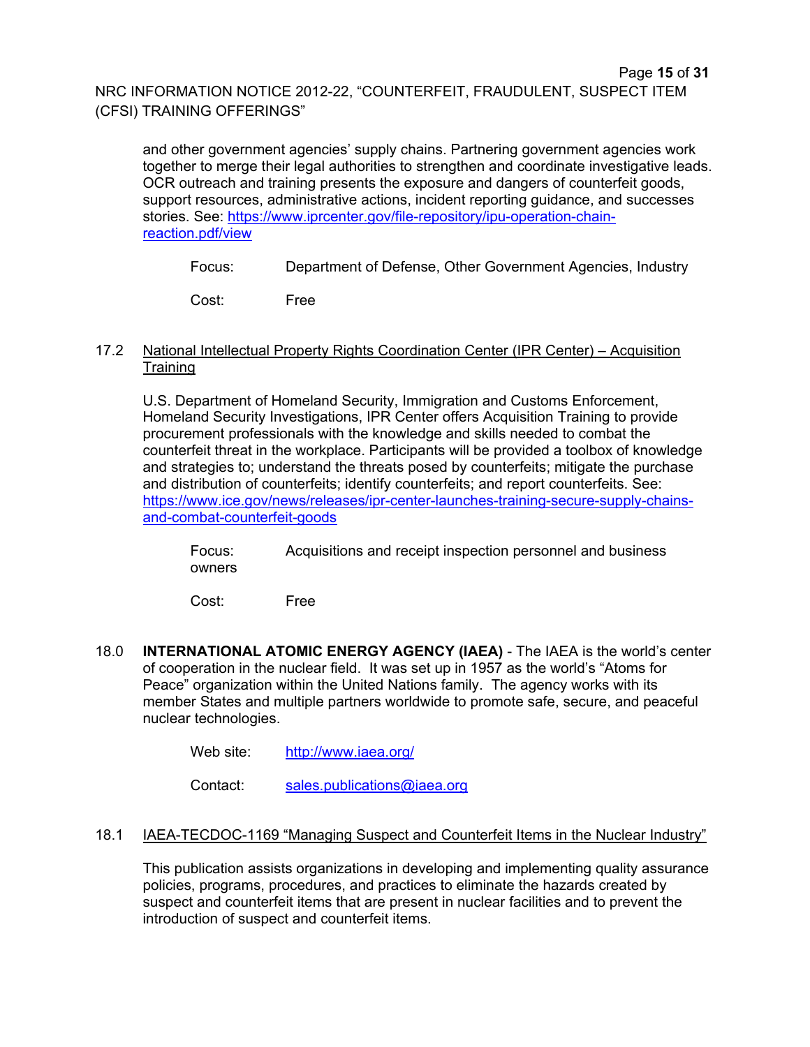and other government agencies' supply chains. Partnering government agencies work together to merge their legal authorities to strengthen and coordinate investigative leads. OCR outreach and training presents the exposure and dangers of counterfeit goods, support resources, administrative actions, incident reporting guidance, and successes stories. See: https://www.iprcenter.gov/file-repository/ipu-operation-chain-reaction.pdf/view

Focus: Department of Defense, Other Government Agencies, Industry

Cost: Free

17.2 National Intellectual Property Rights Coordination Center (IPR Center) – Acquisition Training

U.S. Department of Homeland Security, Immigration and Customs Enforcement, Homeland Security Investigations, IPR Center offers Acquisition Training to provide procurement professionals with the knowledge and skills needed to combat the counterfeit threat in the workplace. Participants will be provided a toolbox of knowledge and strategies to; understand the threats posed by counterfeits; mitigate the purchase and distribution of counterfeits; identify counterfeits; and report counterfeits. See: https://www.ice.gov/news/releases/ipr-center-launches-training-secure-supply-chains-and-combat-counterfeit-goods

Focus: Acquisitions and receipt inspection personnel and business owners

Cost: Free

18.0 **INTERNATIONAL ATOMIC ENERGY AGENCY (IAEA)** - The IAEA is the world's center of cooperation in the nuclear field. It was set up in 1957 as the world's "Atoms for Peace" organization within the United Nations family. The agency works with its member States and multiple partners worldwide to promote safe, secure, and peaceful nuclear technologies.

Web site: http://www.iaea.org/

Contact: sales.publications@iaea.org

18.1 IAEA-TECDOC-1169 "Managing Suspect and Counterfeit Items in the Nuclear Industry"

This publication assists organizations in developing and implementing quality assurance policies, programs, procedures, and practices to eliminate the hazards created by suspect and counterfeit items that are present in nuclear facilities and to prevent the introduction of suspect and counterfeit items.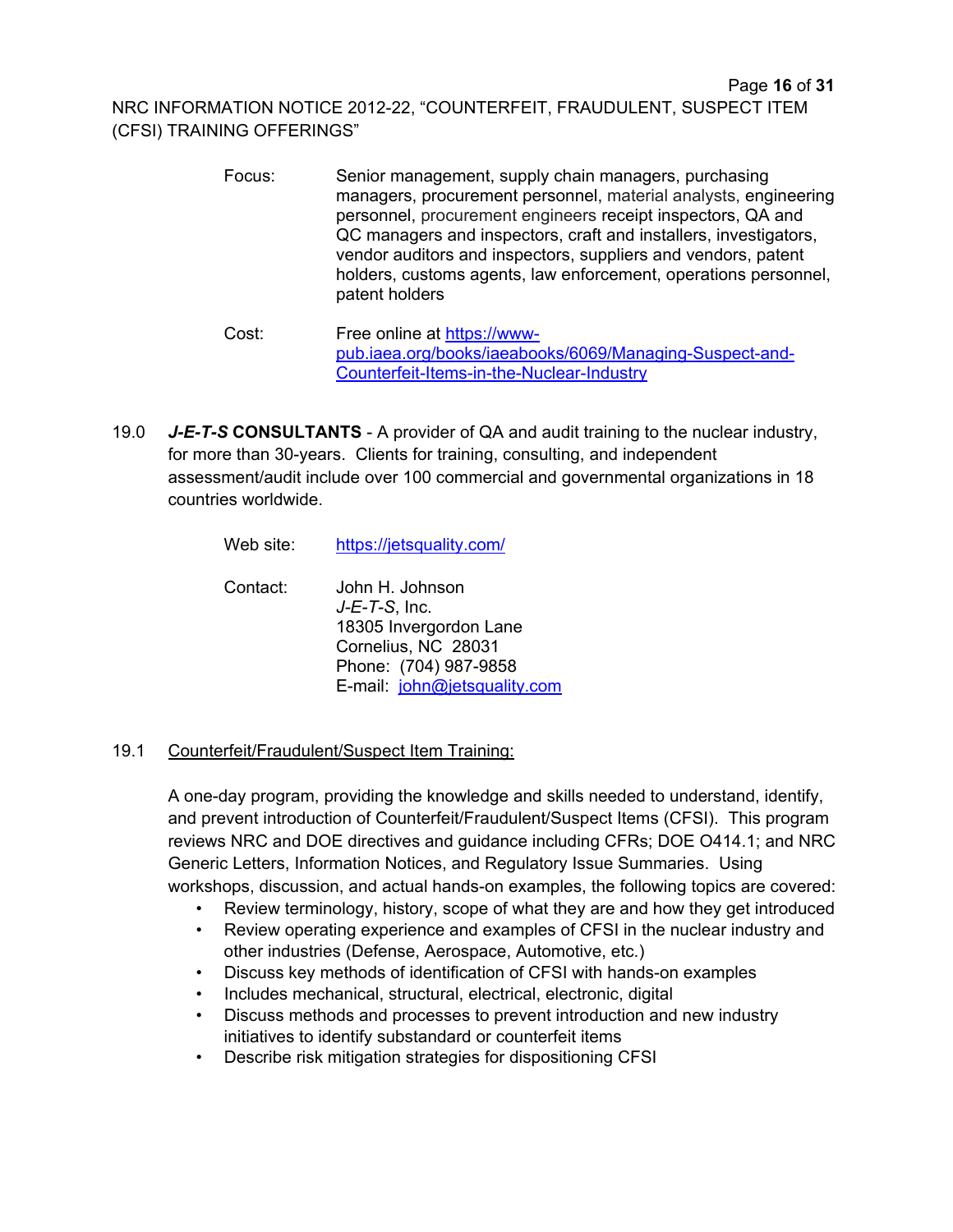Focus: Senior management, supply chain managers, purchasing managers, procurement personnel, material analysts, engineering personnel, procurement engineers receipt inspectors, QA and QC managers and inspectors, craft and installers, investigators, vendor auditors and inspectors, suppliers and vendors, patent holders, customs agents, law enforcement, operations personnel, patent holders

Cost: Free online at https://www-pub.iaea.org/books/iaeabooks/6069/Managing-Suspect-and-Counterfeit-Items-in-the-Nuclear-Industry

19.0 ***J-E-T-S* CONSULTANTS** - A provider of QA and audit training to the nuclear industry, for more than 30-years. Clients for training, consulting, and independent assessment/audit include over 100 commercial and governmental organizations in 18 countries worldwide.

Web site: https://jetsquality.com/

Contact: John H. Johnson
*J-E-T-S*, Inc.
18305 Invergordon Lane
Cornelius, NC 28031
Phone: (704) 987-9858
E-mail: john@jetsquality.com

19.1 Counterfeit/Fraudulent/Suspect Item Training:

A one-day program, providing the knowledge and skills needed to understand, identify, and prevent introduction of Counterfeit/Fraudulent/Suspect Items (CFSI). This program reviews NRC and DOE directives and guidance including CFRs; DOE O414.1; and NRC Generic Letters, Information Notices, and Regulatory Issue Summaries. Using workshops, discussion, and actual hands-on examples, the following topics are covered:

- Review terminology, history, scope of what they are and how they get introduced
- Review operating experience and examples of CFSI in the nuclear industry and other industries (Defense, Aerospace, Automotive, etc.)
- Discuss key methods of identification of CFSI with hands-on examples
- Includes mechanical, structural, electrical, electronic, digital
- Discuss methods and processes to prevent introduction and new industry initiatives to identify substandard or counterfeit items
- Describe risk mitigation strategies for dispositioning CFSI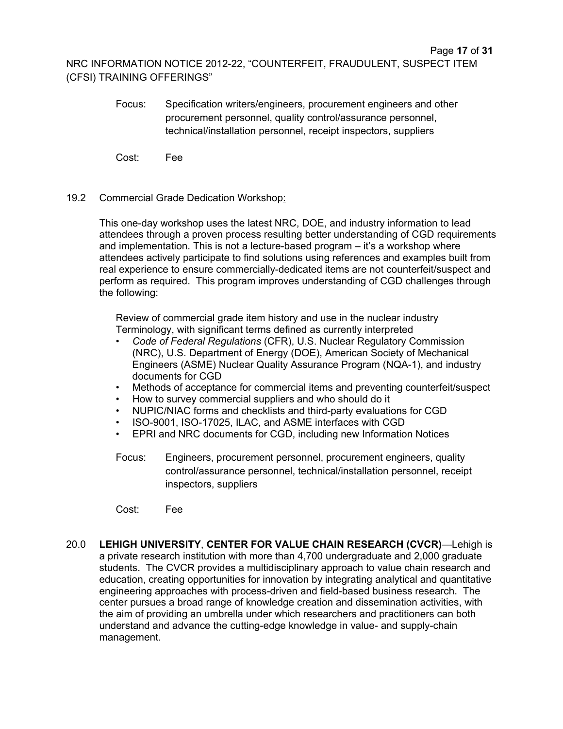Focus: Specification writers/engineers, procurement engineers and other procurement personnel, quality control/assurance personnel, technical/installation personnel, receipt inspectors, suppliers

Cost: Fee

19.2 Commercial Grade Dedication Workshop:

This one-day workshop uses the latest NRC, DOE, and industry information to lead attendees through a proven process resulting better understanding of CGD requirements and implementation. This is not a lecture-based program – it's a workshop where attendees actively participate to find solutions using references and examples built from real experience to ensure commercially-dedicated items are not counterfeit/suspect and perform as required. This program improves understanding of CGD challenges through the following:

Review of commercial grade item history and use in the nuclear industry
Terminology, with significant terms defined as currently interpreted

- *Code of Federal Regulations* (CFR), U.S. Nuclear Regulatory Commission (NRC), U.S. Department of Energy (DOE), American Society of Mechanical Engineers (ASME) Nuclear Quality Assurance Program (NQA-1), and industry documents for CGD
- Methods of acceptance for commercial items and preventing counterfeit/suspect
- How to survey commercial suppliers and who should do it
- NUPIC/NIAC forms and checklists and third-party evaluations for CGD
- ISO-9001, ISO-17025, ILAC, and ASME interfaces with CGD
- EPRI and NRC documents for CGD, including new Information Notices

Focus: Engineers, procurement personnel, procurement engineers, quality control/assurance personnel, technical/installation personnel, receipt inspectors, suppliers

Cost: Fee

20.0 **LEHIGH UNIVERSITY**, **CENTER FOR VALUE CHAIN RESEARCH (CVCR)**—Lehigh is a private research institution with more than 4,700 undergraduate and 2,000 graduate students. The CVCR provides a multidisciplinary approach to value chain research and education, creating opportunities for innovation by integrating analytical and quantitative engineering approaches with process-driven and field-based business research. The center pursues a broad range of knowledge creation and dissemination activities, with the aim of providing an umbrella under which researchers and practitioners can both understand and advance the cutting-edge knowledge in value- and supply-chain management.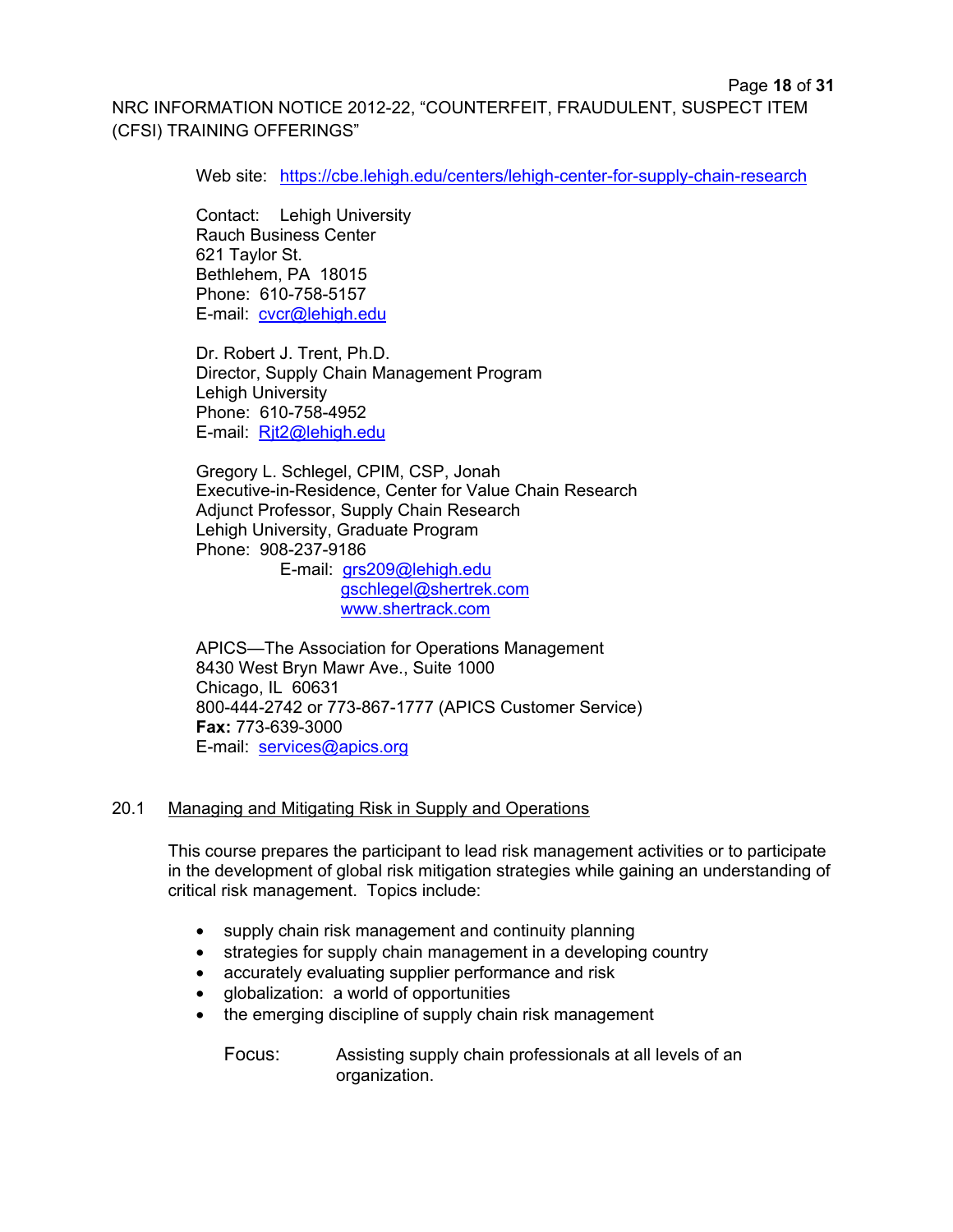Web site: https://cbe.lehigh.edu/centers/lehigh-center-for-supply-chain-research

Contact: Lehigh University
Rauch Business Center
621 Taylor St.
Bethlehem, PA 18015
Phone: 610-758-5157
E-mail: cvcr@lehigh.edu

Dr. Robert J. Trent, Ph.D.
Director, Supply Chain Management Program
Lehigh University
Phone: 610-758-4952
E-mail: Rjt2@lehigh.edu

Gregory L. Schlegel, CPIM, CSP, Jonah
Executive-in-Residence, Center for Value Chain Research
Adjunct Professor, Supply Chain Research
Lehigh University, Graduate Program
Phone: 908-237-9186
E-mail: grs209@lehigh.edu
gschlegel@shertrek.com
www.shertrack.com

APICS—The Association for Operations Management
8430 West Bryn Mawr Ave., Suite 1000
Chicago, IL 60631
800-444-2742 or 773-867-1777 (APICS Customer Service)
**Fax:** 773-639-3000
E-mail: services@apics.org

## 20.1 Managing and Mitigating Risk in Supply and Operations

This course prepares the participant to lead risk management activities or to participate in the development of global risk mitigation strategies while gaining an understanding of critical risk management. Topics include:

- supply chain risk management and continuity planning
- strategies for supply chain management in a developing country
- accurately evaluating supplier performance and risk
- globalization: a world of opportunities
- the emerging discipline of supply chain risk management

Focus: Assisting supply chain professionals at all levels of an organization.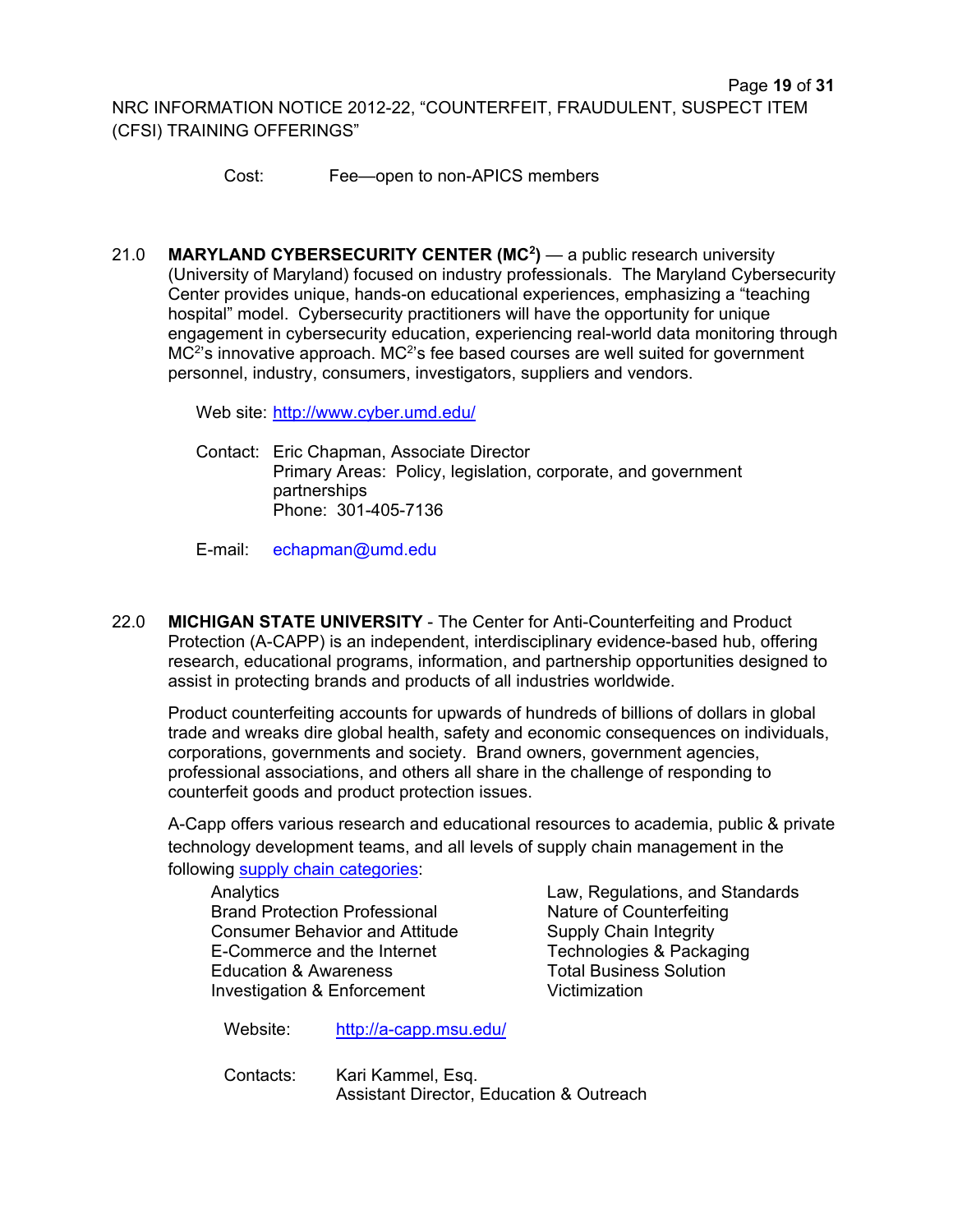Cost: Fee—open to non-APICS members

21.0 **MARYLAND CYBERSECURITY CENTER (MC$^2$)** — a public research university (University of Maryland) focused on industry professionals. The Maryland Cybersecurity Center provides unique, hands-on educational experiences, emphasizing a "teaching hospital" model. Cybersecurity practitioners will have the opportunity for unique engagement in cybersecurity education, experiencing real-world data monitoring through MC$^2$'s innovative approach. MC$^2$'s fee based courses are well suited for government personnel, industry, consumers, investigators, suppliers and vendors.

Web site: [http://www.cyber.umd.edu/](http://www.cyber.umd.edu/)

Contact: Eric Chapman, Associate Director
Primary Areas: Policy, legislation, corporate, and government partnerships
Phone: 301-405-7136

E-mail: echapman@umd.edu

22.0 **MICHIGAN STATE UNIVERSITY** - The Center for Anti-Counterfeiting and Product Protection (A-CAPP) is an independent, interdisciplinary evidence-based hub, offering research, educational programs, information, and partnership opportunities designed to assist in protecting brands and products of all industries worldwide.

Product counterfeiting accounts for upwards of hundreds of billions of dollars in global trade and wreaks dire global health, safety and economic consequences on individuals, corporations, governments and society. Brand owners, government agencies, professional associations, and others all share in the challenge of responding to counterfeit goods and product protection issues.

A-Capp offers various research and educational resources to academia, public & private technology development teams, and all levels of supply chain management in the following supply chain categories:

- Analytics
- Brand Protection Professional
- Consumer Behavior and Attitude
- E-Commerce and the Internet
- Education & Awareness
- Investigation & Enforcement
- Law, Regulations, and Standards
- Nature of Counterfeiting
- Supply Chain Integrity
- Technologies & Packaging
- Total Business Solution
- Victimization

Website: [http://a-capp.msu.edu/](http://a-capp.msu.edu/)

Contacts: Kari Kammel, Esq.
Assistant Director, Education & Outreach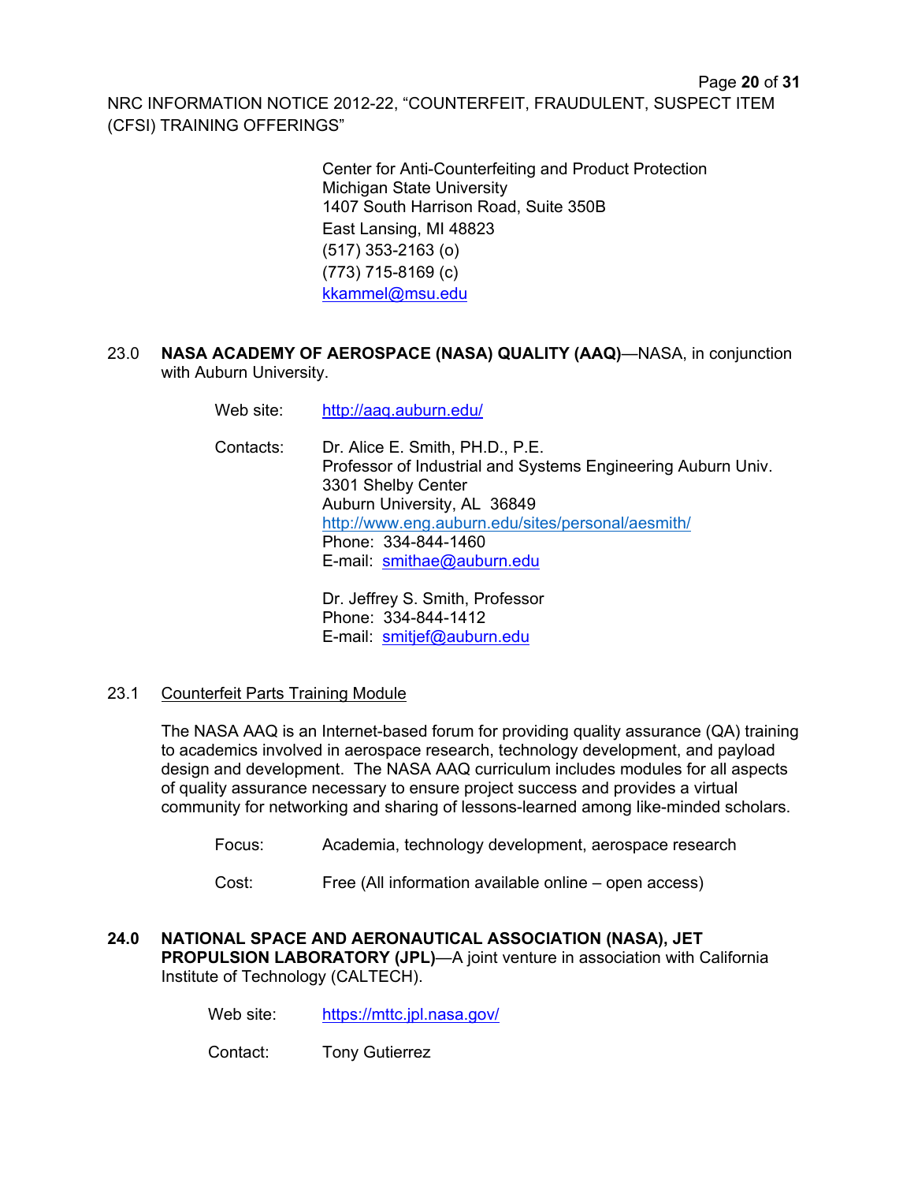Center for Anti-Counterfeiting and Product Protection
Michigan State University
1407 South Harrison Road, Suite 350B
East Lansing, MI 48823
(517) 353-2163 (o)
(773) 715-8169 (c)
kkammel@msu.edu

23.0 **NASA ACADEMY OF AEROSPACE (NASA) QUALITY (AAQ)**—NASA, in conjunction with Auburn University.

Web site: http://aaq.auburn.edu/

Contacts: Dr. Alice E. Smith, PH.D., P.E.
Professor of Industrial and Systems Engineering Auburn Univ.
3301 Shelby Center
Auburn University, AL 36849
http://www.eng.auburn.edu/sites/personal/aesmith/
Phone: 334-844-1460
E-mail: smithae@auburn.edu

Dr. Jeffrey S. Smith, Professor
Phone: 334-844-1412
E-mail: smitjef@auburn.edu

23.1 Counterfeit Parts Training Module

The NASA AAQ is an Internet-based forum for providing quality assurance (QA) training to academics involved in aerospace research, technology development, and payload design and development. The NASA AAQ curriculum includes modules for all aspects of quality assurance necessary to ensure project success and provides a virtual community for networking and sharing of lessons-learned among like-minded scholars.

Focus: Academia, technology development, aerospace research

Cost: Free (All information available online – open access)

**24.0 NATIONAL SPACE AND AERONAUTICAL ASSOCIATION (NASA), JET PROPULSION LABORATORY (JPL)**—A joint venture in association with California Institute of Technology (CALTECH).

Web site: https://mttc.jpl.nasa.gov/

Contact: Tony Gutierrez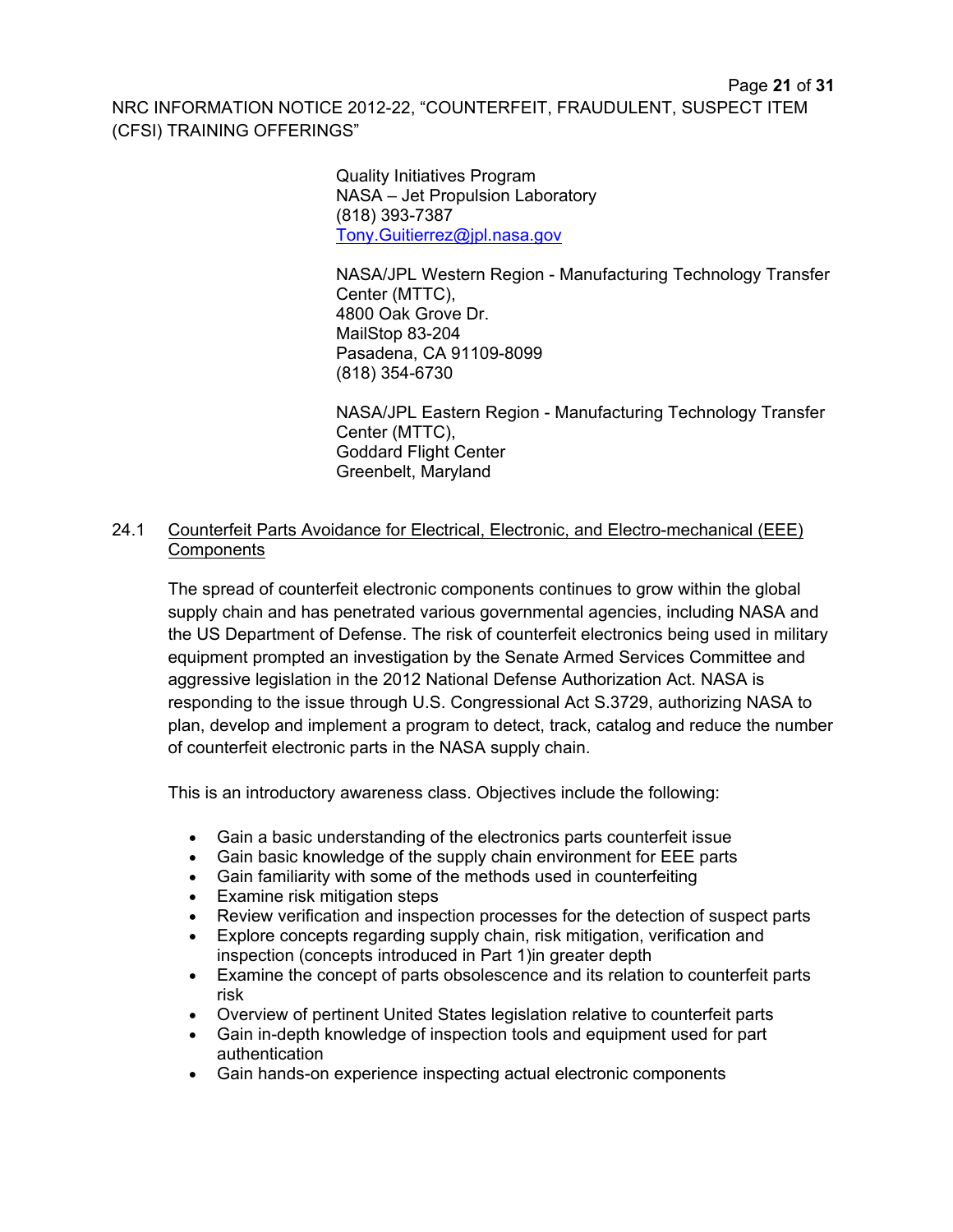Quality Initiatives Program
NASA – Jet Propulsion Laboratory
(818) 393-7387
Tony.Guitierrez@jpl.nasa.gov

NASA/JPL Western Region - Manufacturing Technology Transfer Center (MTTC),
4800 Oak Grove Dr.
MailStop 83-204
Pasadena, CA 91109-8099
(818) 354-6730

NASA/JPL Eastern Region - Manufacturing Technology Transfer Center (MTTC),
Goddard Flight Center
Greenbelt, Maryland

## 24.1 Counterfeit Parts Avoidance for Electrical, Electronic, and Electro-mechanical (EEE) Components

The spread of counterfeit electronic components continues to grow within the global supply chain and has penetrated various governmental agencies, including NASA and the US Department of Defense. The risk of counterfeit electronics being used in military equipment prompted an investigation by the Senate Armed Services Committee and aggressive legislation in the 2012 National Defense Authorization Act. NASA is responding to the issue through U.S. Congressional Act S.3729, authorizing NASA to plan, develop and implement a program to detect, track, catalog and reduce the number of counterfeit electronic parts in the NASA supply chain.

This is an introductory awareness class. Objectives include the following:

- Gain a basic understanding of the electronics parts counterfeit issue
- Gain basic knowledge of the supply chain environment for EEE parts
- Gain familiarity with some of the methods used in counterfeiting
- Examine risk mitigation steps
- Review verification and inspection processes for the detection of suspect parts
- Explore concepts regarding supply chain, risk mitigation, verification and inspection (concepts introduced in Part 1)in greater depth
- Examine the concept of parts obsolescence and its relation to counterfeit parts risk
- Overview of pertinent United States legislation relative to counterfeit parts
- Gain in-depth knowledge of inspection tools and equipment used for part authentication
- Gain hands-on experience inspecting actual electronic components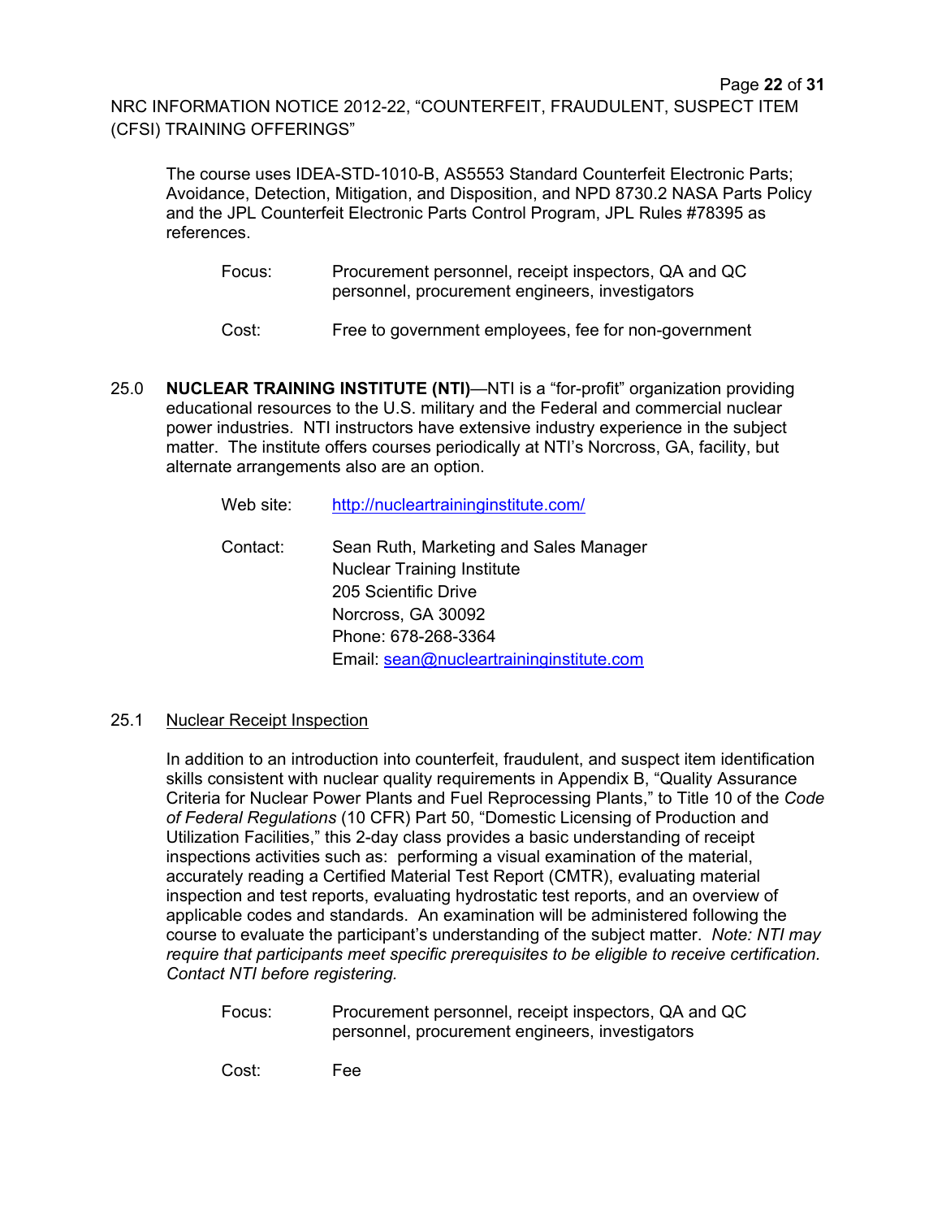The course uses IDEA-STD-1010-B, AS5553 Standard Counterfeit Electronic Parts; Avoidance, Detection, Mitigation, and Disposition, and NPD 8730.2 NASA Parts Policy and the JPL Counterfeit Electronic Parts Control Program, JPL Rules #78395 as references.

Focus: Procurement personnel, receipt inspectors, QA and QC personnel, procurement engineers, investigators

Cost: Free to government employees, fee for non-government

25.0 **NUCLEAR TRAINING INSTITUTE (NTI)**—NTI is a “for-profit” organization providing educational resources to the U.S. military and the Federal and commercial nuclear power industries. NTI instructors have extensive industry experience in the subject matter. The institute offers courses periodically at NTI’s Norcross, GA, facility, but alternate arrangements also are an option.

Web site: http://nucleartraininginstitute.com/

Contact: Sean Ruth, Marketing and Sales Manager
Nuclear Training Institute
205 Scientific Drive
Norcross, GA 30092
Phone: 678-268-3364
Email: sean@nucleartraininginstitute.com

25.1 Nuclear Receipt Inspection

In addition to an introduction into counterfeit, fraudulent, and suspect item identification skills consistent with nuclear quality requirements in Appendix B, “Quality Assurance Criteria for Nuclear Power Plants and Fuel Reprocessing Plants,” to Title 10 of the *Code of Federal Regulations* (10 CFR) Part 50, “Domestic Licensing of Production and Utilization Facilities,” this 2-day class provides a basic understanding of receipt inspections activities such as: performing a visual examination of the material, accurately reading a Certified Material Test Report (CMTR), evaluating material inspection and test reports, evaluating hydrostatic test reports, and an overview of applicable codes and standards. An examination will be administered following the course to evaluate the participant’s understanding of the subject matter. *Note: NTI may require that participants meet specific prerequisites to be eligible to receive certification. Contact NTI before registering.*

Focus: Procurement personnel, receipt inspectors, QA and QC personnel, procurement engineers, investigators

Cost: Fee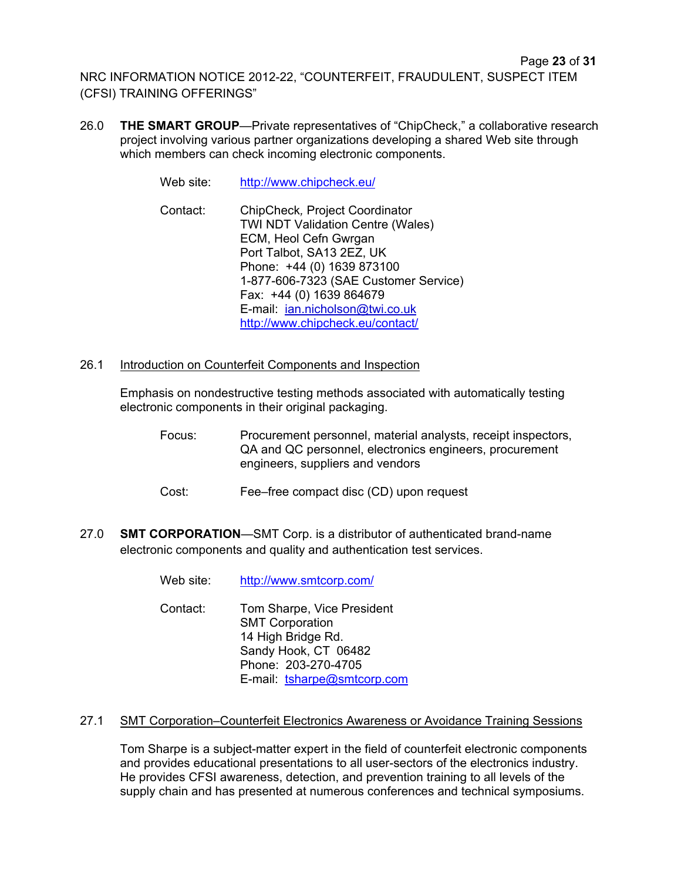26.0 **THE SMART GROUP**—Private representatives of "ChipCheck," a collaborative research project involving various partner organizations developing a shared Web site through which members can check incoming electronic components.

Web site: http://www.chipcheck.eu/

Contact: ChipCheck, Project Coordinator
TWI NDT Validation Centre (Wales)
ECM, Heol Cefn Gwrgan
Port Talbot, SA13 2EZ, UK
Phone: +44 (0) 1639 873100
1-877-606-7323 (SAE Customer Service)
Fax: +44 (0) 1639 864679
E-mail: ian.nicholson@twi.co.uk
http://www.chipcheck.eu/contact/

26.1 Introduction on Counterfeit Components and Inspection

Emphasis on nondestructive testing methods associated with automatically testing electronic components in their original packaging.

Focus: Procurement personnel, material analysts, receipt inspectors, QA and QC personnel, electronics engineers, procurement engineers, suppliers and vendors

Cost: Fee–free compact disc (CD) upon request

27.0 **SMT CORPORATION**—SMT Corp. is a distributor of authenticated brand-name electronic components and quality and authentication test services.

Web site: http://www.smtcorp.com/

Contact: Tom Sharpe, Vice President
SMT Corporation
14 High Bridge Rd.
Sandy Hook, CT 06482
Phone: 203-270-4705
E-mail: tsharpe@smtcorp.com

27.1 SMT Corporation–Counterfeit Electronics Awareness or Avoidance Training Sessions

Tom Sharpe is a subject-matter expert in the field of counterfeit electronic components and provides educational presentations to all user-sectors of the electronics industry. He provides CFSI awareness, detection, and prevention training to all levels of the supply chain and has presented at numerous conferences and technical symposiums.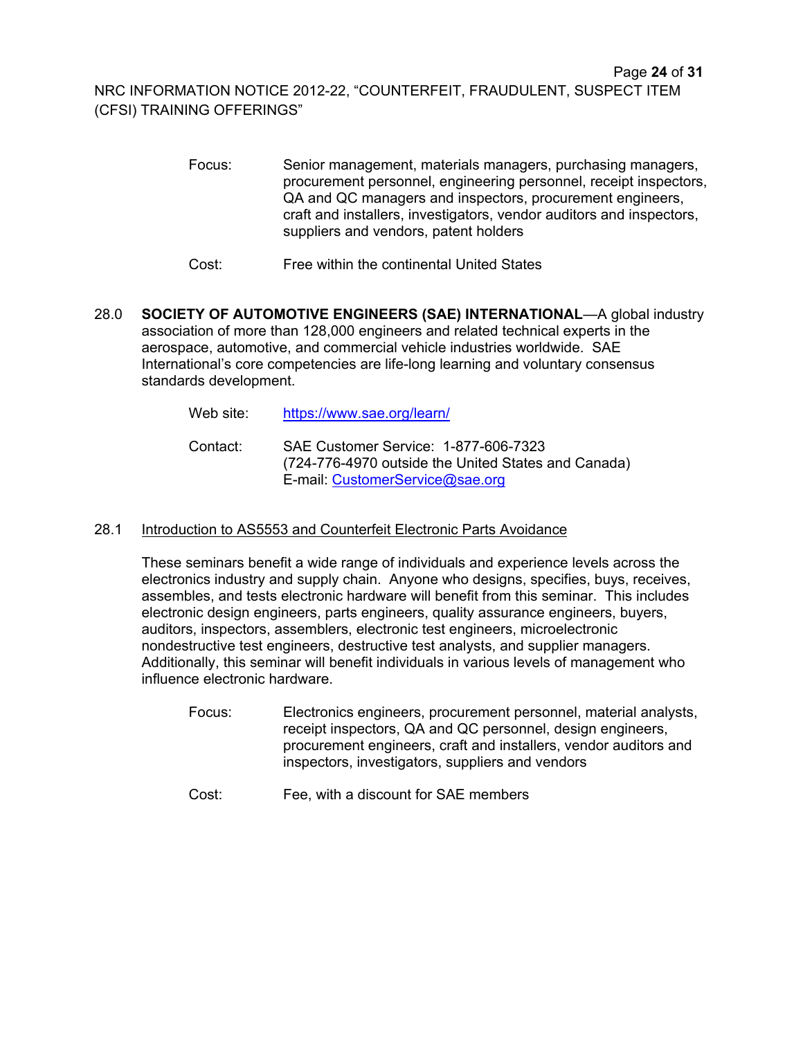Focus: Senior management, materials managers, purchasing managers, procurement personnel, engineering personnel, receipt inspectors, QA and QC managers and inspectors, procurement engineers, craft and installers, investigators, vendor auditors and inspectors, suppliers and vendors, patent holders

Cost: Free within the continental United States

28.0 **SOCIETY OF AUTOMOTIVE ENGINEERS (SAE) INTERNATIONAL**—A global industry association of more than 128,000 engineers and related technical experts in the aerospace, automotive, and commercial vehicle industries worldwide. SAE International's core competencies are life-long learning and voluntary consensus standards development.

Web site: [https://www.sae.org/learn/](https://www.sae.org/learn/)

Contact: SAE Customer Service: 1-877-606-7323
(724-776-4970 outside the United States and Canada)
E-mail: [CustomerService@sae.org](mailto:CustomerService@sae.org)

28.1 Introduction to AS5553 and Counterfeit Electronic Parts Avoidance

These seminars benefit a wide range of individuals and experience levels across the electronics industry and supply chain. Anyone who designs, specifies, buys, receives, assembles, and tests electronic hardware will benefit from this seminar. This includes electronic design engineers, parts engineers, quality assurance engineers, buyers, auditors, inspectors, assemblers, electronic test engineers, microelectronic nondestructive test engineers, destructive test analysts, and supplier managers. Additionally, this seminar will benefit individuals in various levels of management who influence electronic hardware.

Focus: Electronics engineers, procurement personnel, material analysts, receipt inspectors, QA and QC personnel, design engineers, procurement engineers, craft and installers, vendor auditors and inspectors, investigators, suppliers and vendors

Cost: Fee, with a discount for SAE members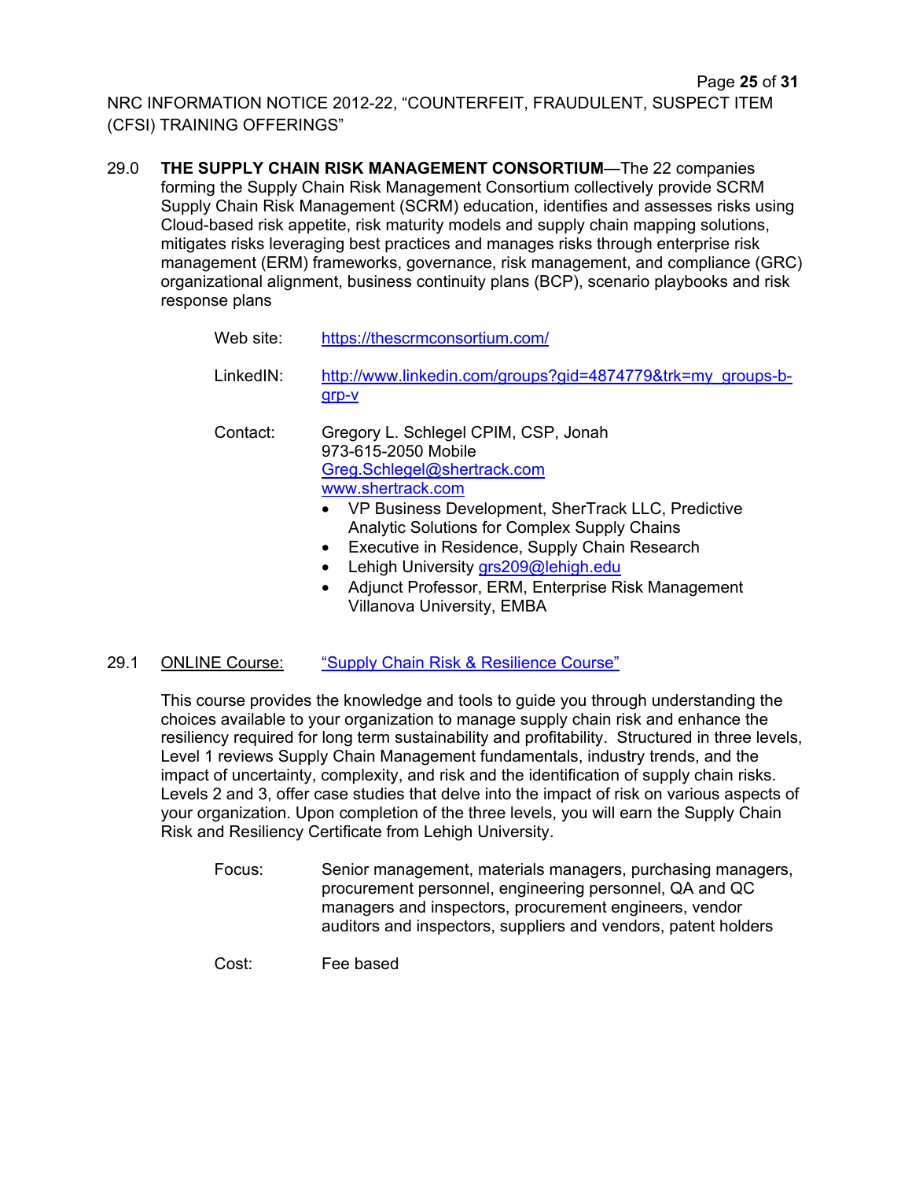29.0 **THE SUPPLY CHAIN RISK MANAGEMENT CONSORTIUM**—The 22 companies forming the Supply Chain Risk Management Consortium collectively provide SCRM Supply Chain Risk Management (SCRM) education, identifies and assesses risks using Cloud-based risk appetite, risk maturity models and supply chain mapping solutions, mitigates risks leveraging best practices and manages risks through enterprise risk management (ERM) frameworks, governance, risk management, and compliance (GRC) organizational alignment, business continuity plans (BCP), scenario playbooks and risk response plans

Web site: [https://thescrmconsortium.com/](https://thescrmconsortium.com/)

LinkedIN: [http://www.linkedin.com/groups?gid=4874779&trk=my_groups-b-grp-v](http://www.linkedin.com/groups?gid=4874779&trk=my_groups-b-grp-v)

Contact: Gregory L. Schlegel CPIM, CSP, Jonah
973-615-2050 Mobile
[Greg.Schlegel@shertrack.com](mailto:Greg.Schlegel@shertrack.com)
[www.shertrack.com](http://www.shertrack.com)

- VP Business Development, SherTrack LLC, Predictive Analytic Solutions for Complex Supply Chains
- Executive in Residence, Supply Chain Research
- Lehigh University [grs209@lehigh.edu](mailto:grs209@lehigh.edu)
- Adjunct Professor, ERM, Enterprise Risk Management Villanova University, EMBA

29.1 ONLINE Course: "Supply Chain Risk & Resilience Course"

This course provides the knowledge and tools to guide you through understanding the choices available to your organization to manage supply chain risk and enhance the resiliency required for long term sustainability and profitability. Structured in three levels, Level 1 reviews Supply Chain Management fundamentals, industry trends, and the impact of uncertainty, complexity, and risk and the identification of supply chain risks. Levels 2 and 3, offer case studies that delve into the impact of risk on various aspects of your organization. Upon completion of the three levels, you will earn the Supply Chain Risk and Resiliency Certificate from Lehigh University.

Focus: Senior management, materials managers, purchasing managers, procurement personnel, engineering personnel, QA and QC managers and inspectors, procurement engineers, vendor auditors and inspectors, suppliers and vendors, patent holders

Cost: Fee based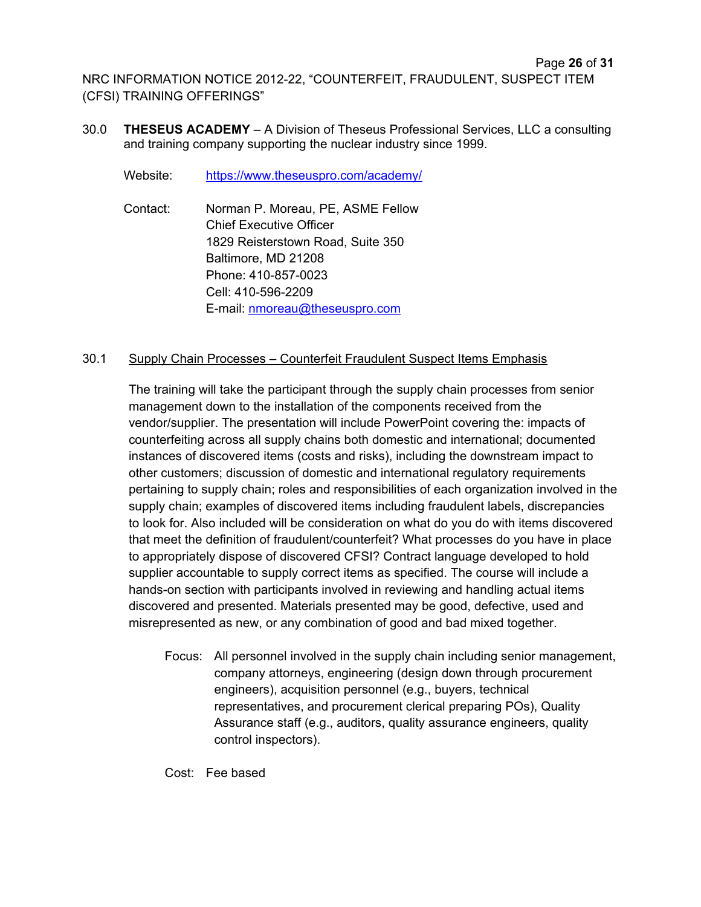30.0 **THESEUS ACADEMY** – A Division of Theseus Professional Services, LLC a consulting and training company supporting the nuclear industry since 1999.

Website: https://www.theseuspro.com/academy/

Contact: Norman P. Moreau, PE, ASME Fellow
Chief Executive Officer
1829 Reisterstown Road, Suite 350
Baltimore, MD 21208
Phone: 410-857-0023
Cell: 410-596-2209
E-mail: nmoreau@theseuspro.com

30.1 Supply Chain Processes – Counterfeit Fraudulent Suspect Items Emphasis

The training will take the participant through the supply chain processes from senior management down to the installation of the components received from the vendor/supplier. The presentation will include PowerPoint covering the: impacts of counterfeiting across all supply chains both domestic and international; documented instances of discovered items (costs and risks), including the downstream impact to other customers; discussion of domestic and international regulatory requirements pertaining to supply chain; roles and responsibilities of each organization involved in the supply chain; examples of discovered items including fraudulent labels, discrepancies to look for. Also included will be consideration on what do you do with items discovered that meet the definition of fraudulent/counterfeit? What processes do you have in place to appropriately dispose of discovered CFSI? Contract language developed to hold supplier accountable to supply correct items as specified. The course will include a hands-on section with participants involved in reviewing and handling actual items discovered and presented. Materials presented may be good, defective, used and misrepresented as new, or any combination of good and bad mixed together.

Focus: All personnel involved in the supply chain including senior management, company attorneys, engineering (design down through procurement engineers), acquisition personnel (e.g., buyers, technical representatives, and procurement clerical preparing POs), Quality Assurance staff (e.g., auditors, quality assurance engineers, quality control inspectors).

Cost: Fee based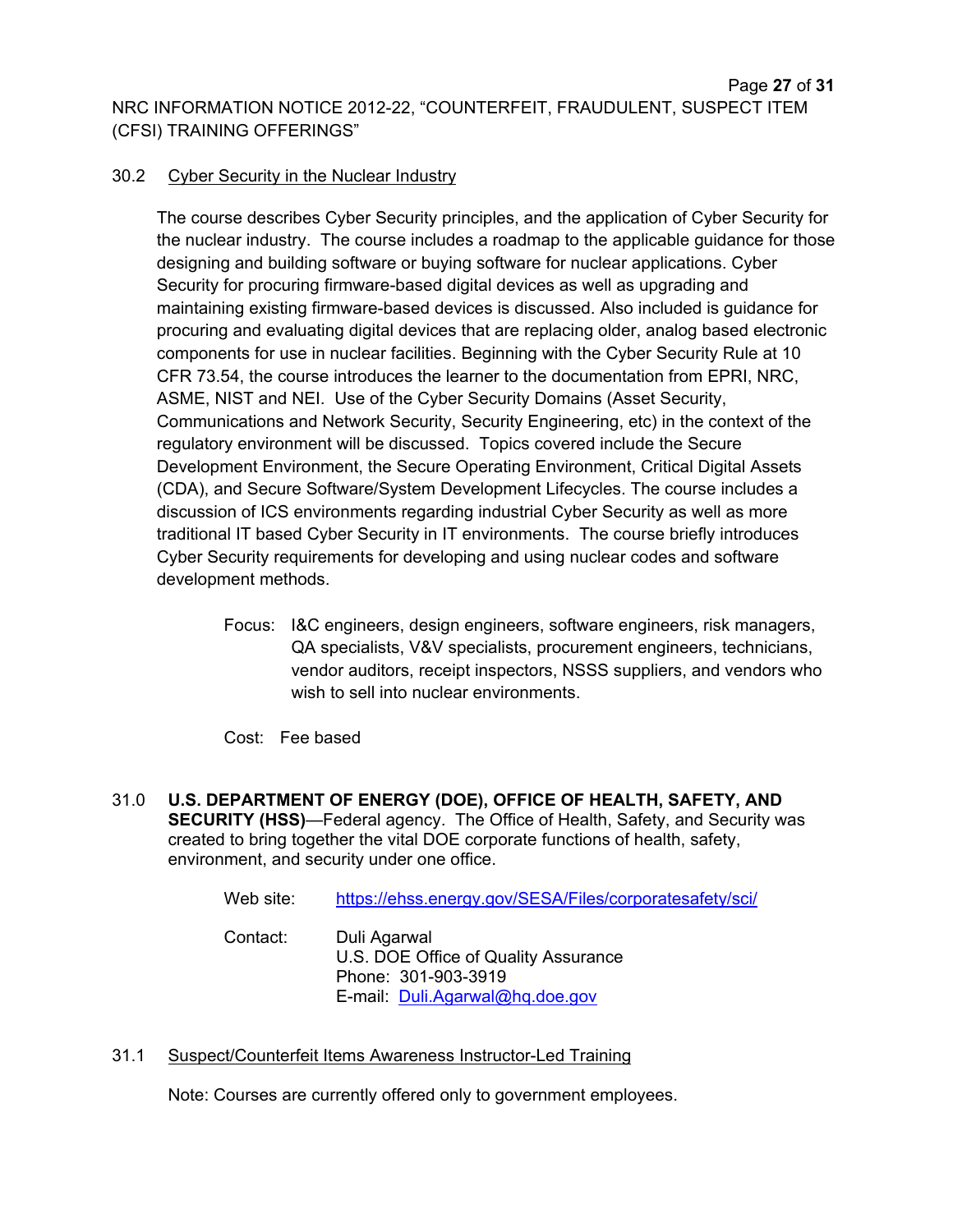### 30.2 Cyber Security in the Nuclear Industry

The course describes Cyber Security principles, and the application of Cyber Security for the nuclear industry. The course includes a roadmap to the applicable guidance for those designing and building software or buying software for nuclear applications. Cyber Security for procuring firmware-based digital devices as well as upgrading and maintaining existing firmware-based devices is discussed. Also included is guidance for procuring and evaluating digital devices that are replacing older, analog based electronic components for use in nuclear facilities. Beginning with the Cyber Security Rule at 10 CFR 73.54, the course introduces the learner to the documentation from EPRI, NRC, ASME, NIST and NEI. Use of the Cyber Security Domains (Asset Security, Communications and Network Security, Security Engineering, etc) in the context of the regulatory environment will be discussed. Topics covered include the Secure Development Environment, the Secure Operating Environment, Critical Digital Assets (CDA), and Secure Software/System Development Lifecycles. The course includes a discussion of ICS environments regarding industrial Cyber Security as well as more traditional IT based Cyber Security in IT environments. The course briefly introduces Cyber Security requirements for developing and using nuclear codes and software development methods.

Focus: I&C engineers, design engineers, software engineers, risk managers, QA specialists, V&V specialists, procurement engineers, technicians, vendor auditors, receipt inspectors, NSSS suppliers, and vendors who wish to sell into nuclear environments.

Cost: Fee based

## 31.0 **U.S. DEPARTMENT OF ENERGY (DOE), OFFICE OF HEALTH, SAFETY, AND SECURITY (HSS)**—Federal agency. The Office of Health, Safety, and Security was created to bring together the vital DOE corporate functions of health, safety, environment, and security under one office.

Web site: https://ehss.energy.gov/SESA/Files/corporatesafety/sci/

Contact: Duli Agarwal
U.S. DOE Office of Quality Assurance
Phone: 301-903-3919
E-mail: Duli.Agarwal@hq.doe.gov

### 31.1 Suspect/Counterfeit Items Awareness Instructor-Led Training

Note: Courses are currently offered only to government employees.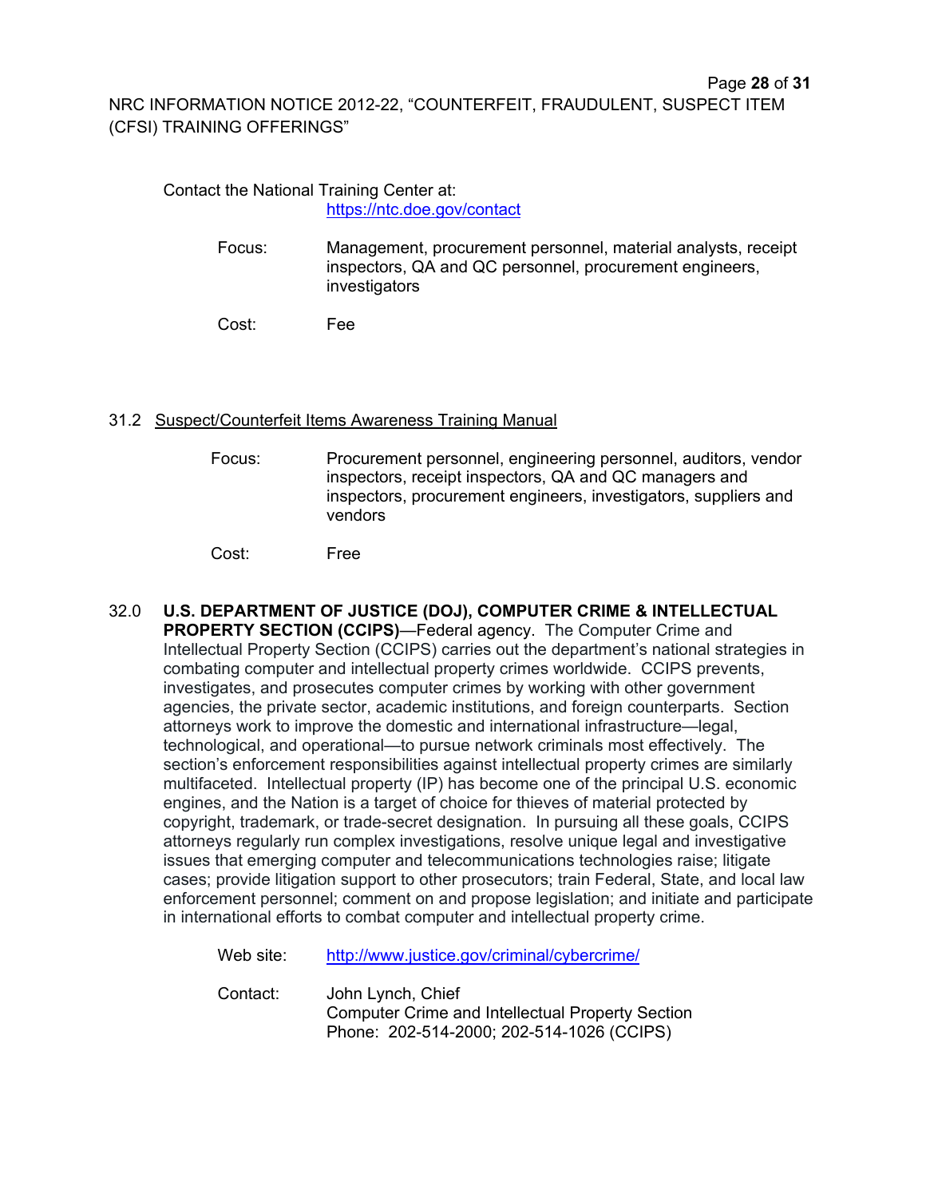Contact the National Training Center at:
https://ntc.doe.gov/contact

Focus: Management, procurement personnel, material analysts, receipt inspectors, QA and QC personnel, procurement engineers, investigators

Cost: Fee

31.2 Suspect/Counterfeit Items Awareness Training Manual

Focus: Procurement personnel, engineering personnel, auditors, vendor inspectors, receipt inspectors, QA and QC managers and inspectors, procurement engineers, investigators, suppliers and vendors

Cost: Free

32.0 **U.S. DEPARTMENT OF JUSTICE (DOJ), COMPUTER CRIME & INTELLECTUAL PROPERTY SECTION (CCIPS)**—Federal agency. The Computer Crime and Intellectual Property Section (CCIPS) carries out the department's national strategies in combating computer and intellectual property crimes worldwide. CCIPS prevents, investigates, and prosecutes computer crimes by working with other government agencies, the private sector, academic institutions, and foreign counterparts. Section attorneys work to improve the domestic and international infrastructure—legal, technological, and operational—to pursue network criminals most effectively. The section's enforcement responsibilities against intellectual property crimes are similarly multifaceted. Intellectual property (IP) has become one of the principal U.S. economic engines, and the Nation is a target of choice for thieves of material protected by copyright, trademark, or trade-secret designation. In pursuing all these goals, CCIPS attorneys regularly run complex investigations, resolve unique legal and investigative issues that emerging computer and telecommunications technologies raise; litigate cases; provide litigation support to other prosecutors; train Federal, State, and local law enforcement personnel; comment on and propose legislation; and initiate and participate in international efforts to combat computer and intellectual property crime.

Web site: http://www.justice.gov/criminal/cybercrime/

Contact: John Lynch, Chief
Computer Crime and Intellectual Property Section
Phone: 202-514-2000; 202-514-1026 (CCIPS)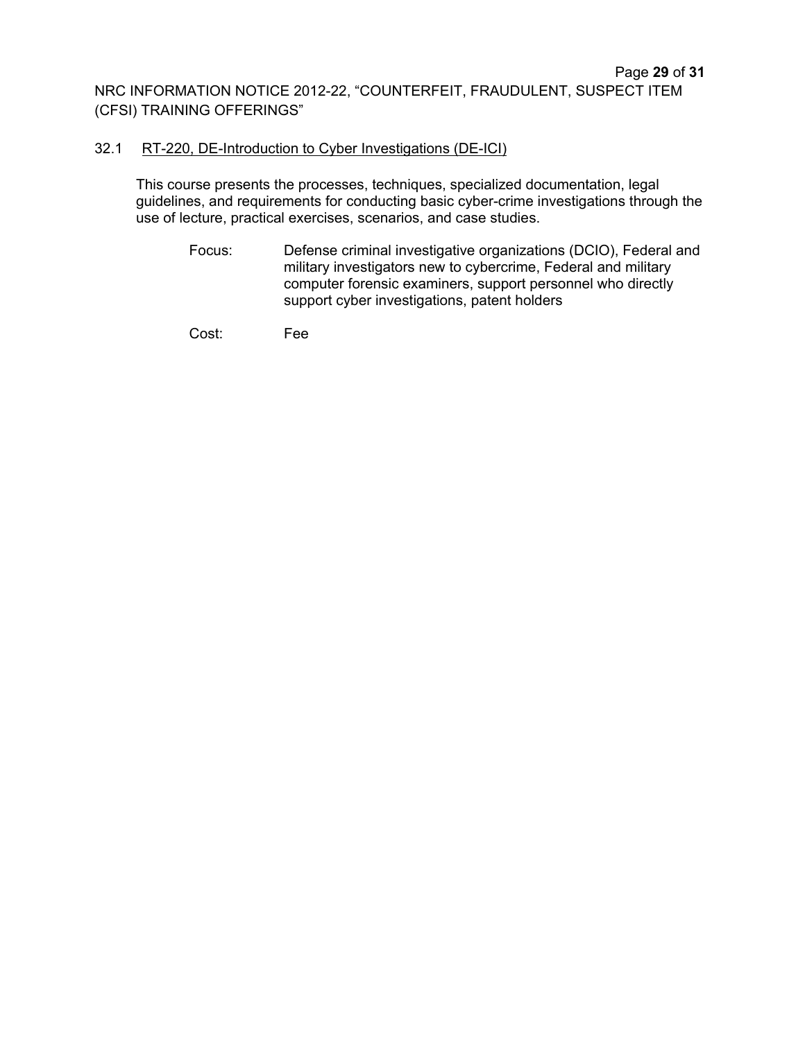### 32.1 RT-220, DE-Introduction to Cyber Investigations (DE-ICI)

This course presents the processes, techniques, specialized documentation, legal guidelines, and requirements for conducting basic cyber-crime investigations through the use of lecture, practical exercises, scenarios, and case studies.

Focus: Defense criminal investigative organizations (DCIO), Federal and military investigators new to cybercrime, Federal and military computer forensic examiners, support personnel who directly support cyber investigations, patent holders

Cost: Fee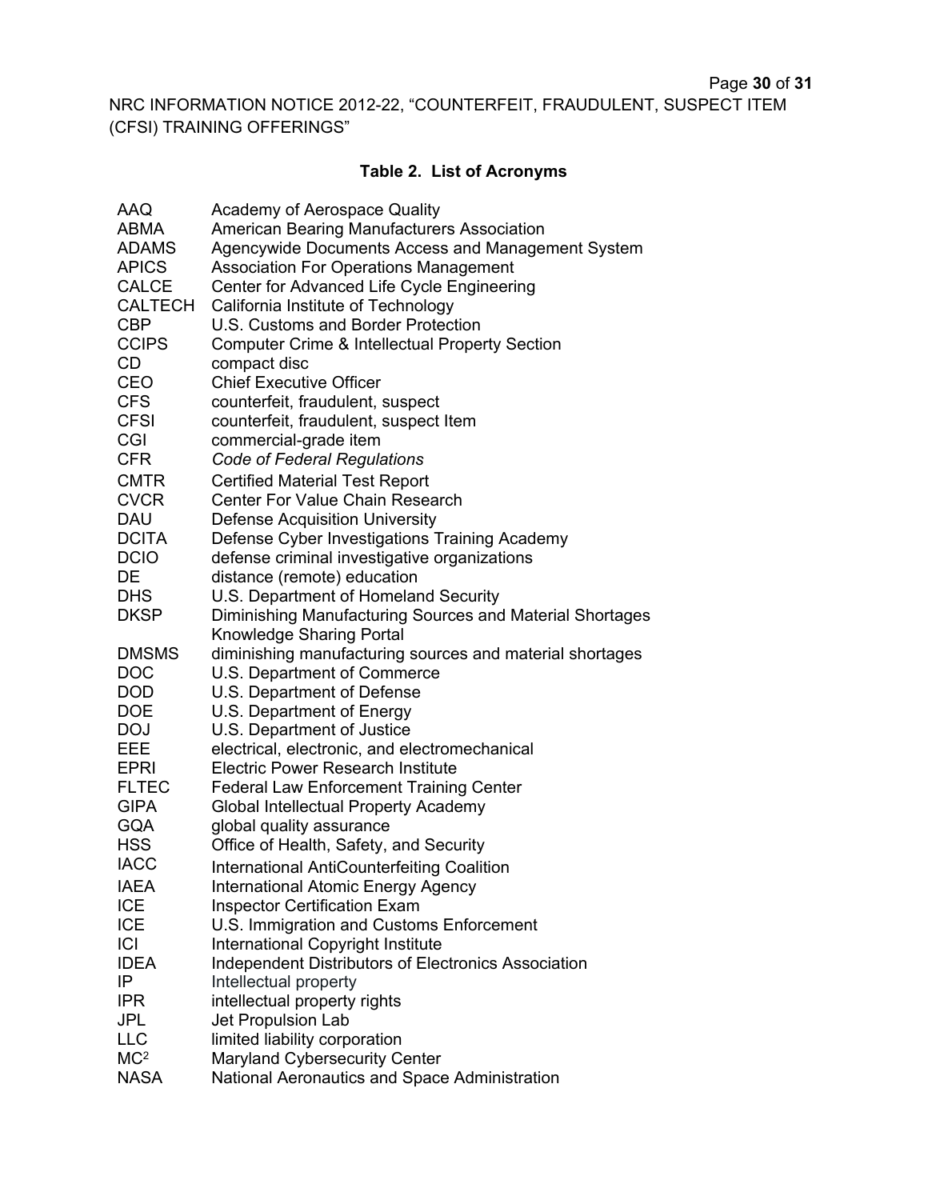NRC INFORMATION NOTICE 2012-22, "COUNTERFEIT, FRAUDULENT, SUSPECT ITEM (CFSI) TRAINING OFFERINGS"

**Table 2. List of Acronyms**

| | |
|---|---|
| AAQ | Academy of Aerospace Quality |
| ABMA | American Bearing Manufacturers Association |
| ADAMS | Agencywide Documents Access and Management System |
| APICS | Association For Operations Management |
| CALCE | Center for Advanced Life Cycle Engineering |
| CALTECH | California Institute of Technology |
| CBP | U.S. Customs and Border Protection |
| CCIPS | Computer Crime & Intellectual Property Section |
| CD | compact disc |
| CEO | Chief Executive Officer |
| CFS | counterfeit, fraudulent, suspect |
| CFSI | counterfeit, fraudulent, suspect Item |
| CGI | commercial-grade item |
| CFR | *Code of Federal Regulations* |
| CMTR | Certified Material Test Report |
| CVCR | Center For Value Chain Research |
| DAU | Defense Acquisition University |
| DCITA | Defense Cyber Investigations Training Academy |
| DCIO | defense criminal investigative organizations |
| DE | distance (remote) education |
| DHS | U.S. Department of Homeland Security |
| DKSP | Diminishing Manufacturing Sources and Material Shortages Knowledge Sharing Portal |
| DMSMS | diminishing manufacturing sources and material shortages |
| DOC | U.S. Department of Commerce |
| DOD | U.S. Department of Defense |
| DOE | U.S. Department of Energy |
| DOJ | U.S. Department of Justice |
| EEE | electrical, electronic, and electromechanical |
| EPRI | Electric Power Research Institute |
| FLTEC | Federal Law Enforcement Training Center |
| GIPA | Global Intellectual Property Academy |
| GQA | global quality assurance |
| HSS | Office of Health, Safety, and Security |
| IACC | International AntiCounterfeiting Coalition |
| IAEA | International Atomic Energy Agency |
| ICE | Inspector Certification Exam |
| ICE | U.S. Immigration and Customs Enforcement |
| ICI | International Copyright Institute |
| IDEA | Independent Distributors of Electronics Association |
| IP | Intellectual property |
| IPR | intellectual property rights |
| JPL | Jet Propulsion Lab |
| LLC | limited liability corporation |
| $MC^2$ | Maryland Cybersecurity Center |
| NASA | National Aeronautics and Space Administration |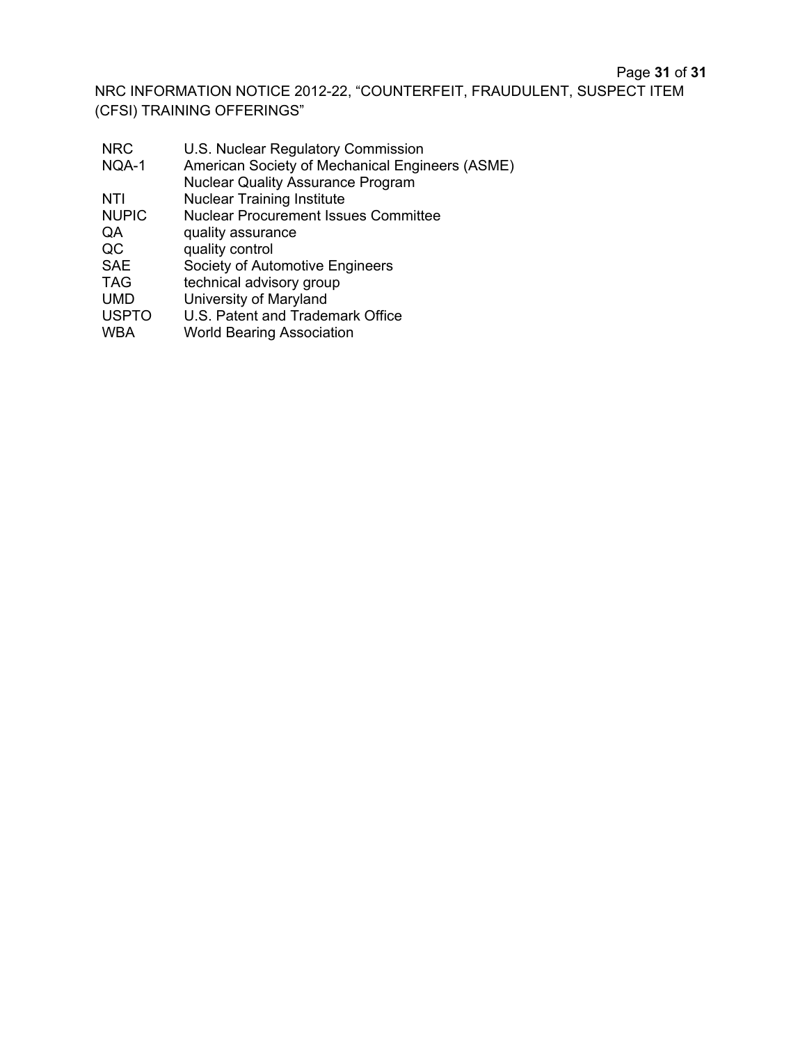| | |
|---|---|
| NRC | U.S. Nuclear Regulatory Commission |
| NQA-1 | American Society of Mechanical Engineers (ASME) Nuclear Quality Assurance Program |
| NTI | Nuclear Training Institute |
| NUPIC | Nuclear Procurement Issues Committee |
| QA | quality assurance |
| QC | quality control |
| SAE | Society of Automotive Engineers |
| TAG | technical advisory group |
| UMD | University of Maryland |
| USPTO | U.S. Patent and Trademark Office |
| WBA | World Bearing Association |